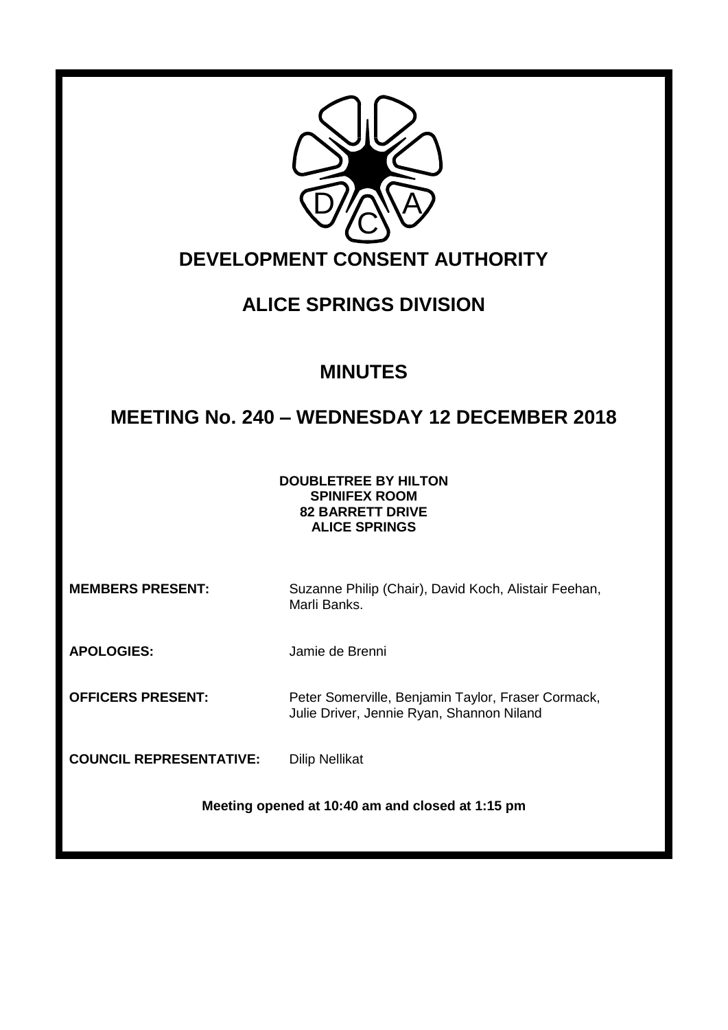# DEVELOPMENT CONSENT AUTHORITY

## ALICE SPRINGS DIVISION

## MINUTES

## MEETING No. 240 – WEDNESDAY 12 DECEMBER 2018

**DOUBLETREE BY HILTON**
**SPINIFEX ROOM**
**82 BARRETT DRIVE**
**ALICE SPRINGS**

**MEMBERS PRESENT:** Suzanne Philip (Chair), David Koch, Alistair Feehan, Marli Banks.

**APOLOGIES:** Jamie de Brenni

**OFFICERS PRESENT:** Peter Somerville, Benjamin Taylor, Fraser Cormack, Julie Driver, Jennie Ryan, Shannon Niland

**COUNCIL REPRESENTATIVE:** Dilip Nellikat

**Meeting opened at 10:40 am and closed at 1:15 pm**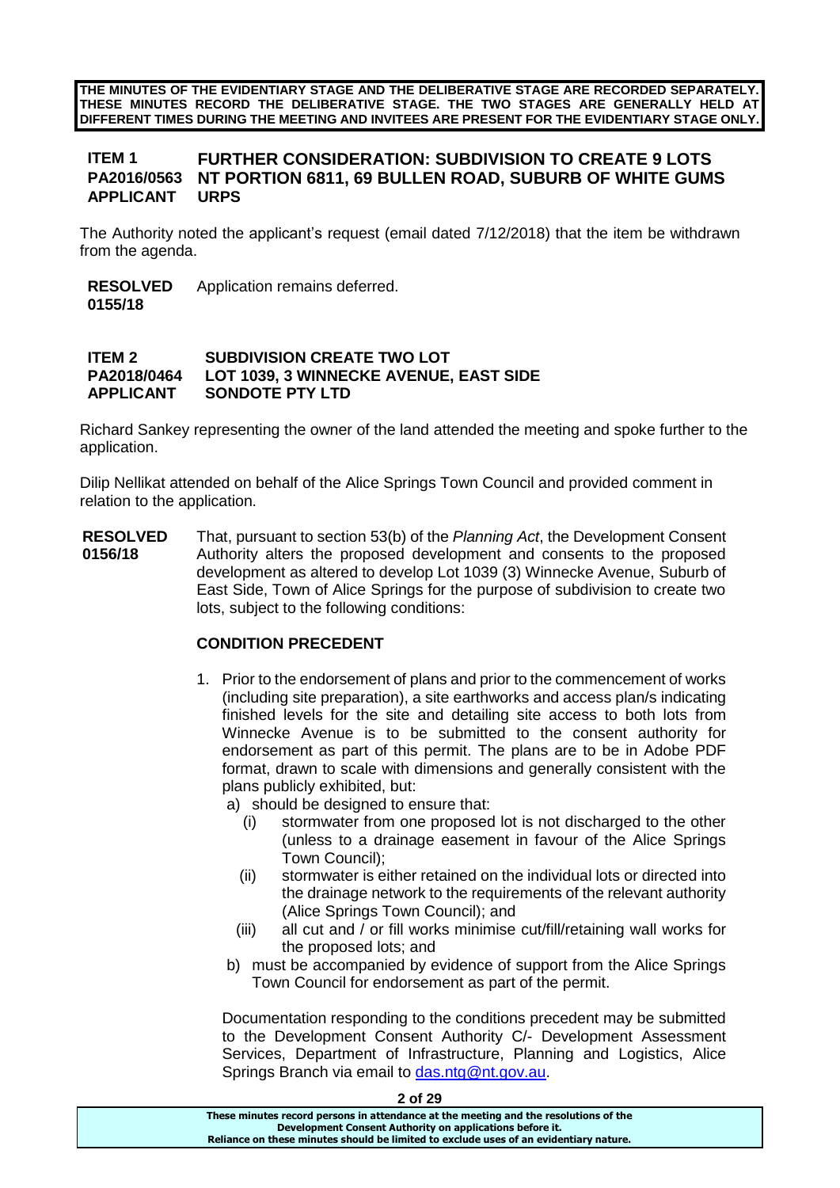**THE MINUTES OF THE EVIDENTIARY STAGE AND THE DELIBERATIVE STAGE ARE RECORDED SEPARATELY. THESE MINUTES RECORD THE DELIBERATIVE STAGE. THE TWO STAGES ARE GENERALLY HELD AT DIFFERENT TIMES DURING THE MEETING AND INVITEES ARE PRESENT FOR THE EVIDENTIARY STAGE ONLY.**

## ITEM 1 FURTHER CONSIDERATION: SUBDIVISION TO CREATE 9 LOTS
## PA2016/0563 NT PORTION 6811, 69 BULLEN ROAD, SUBURB OF WHITE GUMS
## APPLICANT URPS

The Authority noted the applicant's request (email dated 7/12/2018) that the item be withdrawn from the agenda.

**RESOLVED 0155/18** Application remains deferred.

## ITEM 2 SUBDIVISION CREATE TWO LOT
## PA2018/0464 LOT 1039, 3 WINNECKE AVENUE, EAST SIDE
## APPLICANT SONDOTE PTY LTD

Richard Sankey representing the owner of the land attended the meeting and spoke further to the application.

Dilip Nellikat attended on behalf of the Alice Springs Town Council and provided comment in relation to the application.

**RESOLVED 0156/18** That, pursuant to section 53(b) of the *Planning Act*, the Development Consent Authority alters the proposed development and consents to the proposed development as altered to develop Lot 1039 (3) Winnecke Avenue, Suburb of East Side, Town of Alice Springs for the purpose of subdivision to create two lots, subject to the following conditions:

**CONDITION PRECEDENT**

1. Prior to the endorsement of plans and prior to the commencement of works (including site preparation), a site earthworks and access plan/s indicating finished levels for the site and detailing site access to both lots from Winnecke Avenue is to be submitted to the consent authority for endorsement as part of this permit. The plans are to be in Adobe PDF format, drawn to scale with dimensions and generally consistent with the plans publicly exhibited, but:
   a) should be designed to ensure that:
      (i) stormwater from one proposed lot is not discharged to the other (unless to a drainage easement in favour of the Alice Springs Town Council);
      (ii) stormwater is either retained on the individual lots or directed into the drainage network to the requirements of the relevant authority (Alice Springs Town Council); and
      (iii) all cut and / or fill works minimise cut/fill/retaining wall works for the proposed lots; and
   b) must be accompanied by evidence of support from the Alice Springs Town Council for endorsement as part of the permit.

   Documentation responding to the conditions precedent may be submitted to the Development Consent Authority C/- Development Assessment Services, Department of Infrastructure, Planning and Logistics, Alice Springs Branch via email to das.ntg@nt.gov.au.

**These minutes record persons in attendance at the meeting and the resolutions of the Development Consent Authority on applications before it. Reliance on these minutes should be limited to exclude uses of an evidentiary nature.**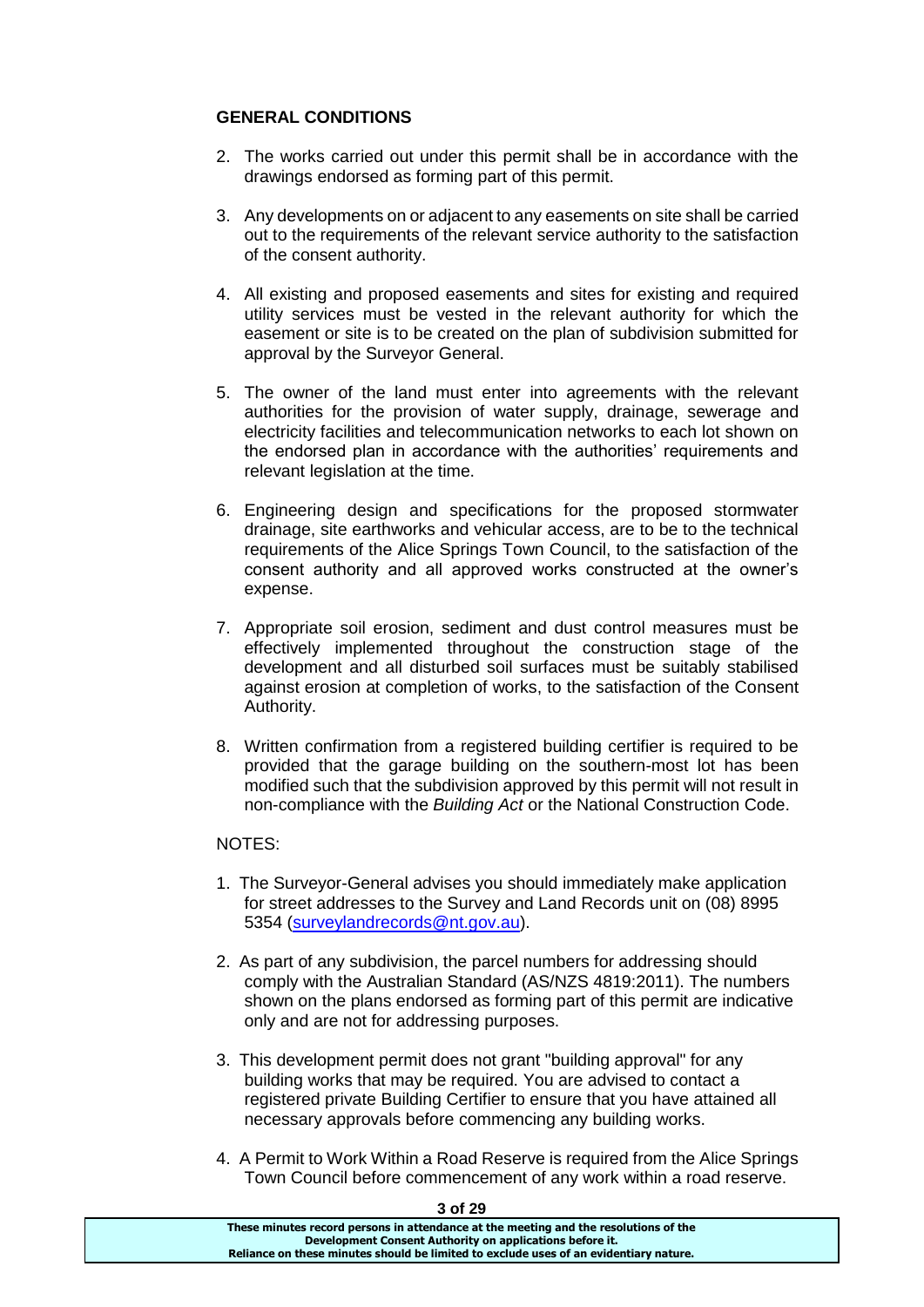**GENERAL CONDITIONS**

2. The works carried out under this permit shall be in accordance with the drawings endorsed as forming part of this permit.

3. Any developments on or adjacent to any easements on site shall be carried out to the requirements of the relevant service authority to the satisfaction of the consent authority.

4. All existing and proposed easements and sites for existing and required utility services must be vested in the relevant authority for which the easement or site is to be created on the plan of subdivision submitted for approval by the Surveyor General.

5. The owner of the land must enter into agreements with the relevant authorities for the provision of water supply, drainage, sewerage and electricity facilities and telecommunication networks to each lot shown on the endorsed plan in accordance with the authorities' requirements and relevant legislation at the time.

6. Engineering design and specifications for the proposed stormwater drainage, site earthworks and vehicular access, are to be to the technical requirements of the Alice Springs Town Council, to the satisfaction of the consent authority and all approved works constructed at the owner's expense.

7. Appropriate soil erosion, sediment and dust control measures must be effectively implemented throughout the construction stage of the development and all disturbed soil surfaces must be suitably stabilised against erosion at completion of works, to the satisfaction of the Consent Authority.

8. Written confirmation from a registered building certifier is required to be provided that the garage building on the southern-most lot has been modified such that the subdivision approved by this permit will not result in non-compliance with the *Building Act* or the National Construction Code.

NOTES:

1. The Surveyor-General advises you should immediately make application for street addresses to the Survey and Land Records unit on (08) 8995 5354 (surveylandrecords@nt.gov.au).

2. As part of any subdivision, the parcel numbers for addressing should comply with the Australian Standard (AS/NZS 4819:2011). The numbers shown on the plans endorsed as forming part of this permit are indicative only and are not for addressing purposes.

3. This development permit does not grant "building approval" for any building works that may be required. You are advised to contact a registered private Building Certifier to ensure that you have attained all necessary approvals before commencing any building works.

4. A Permit to Work Within a Road Reserve is required from the Alice Springs Town Council before commencement of any work within a road reserve.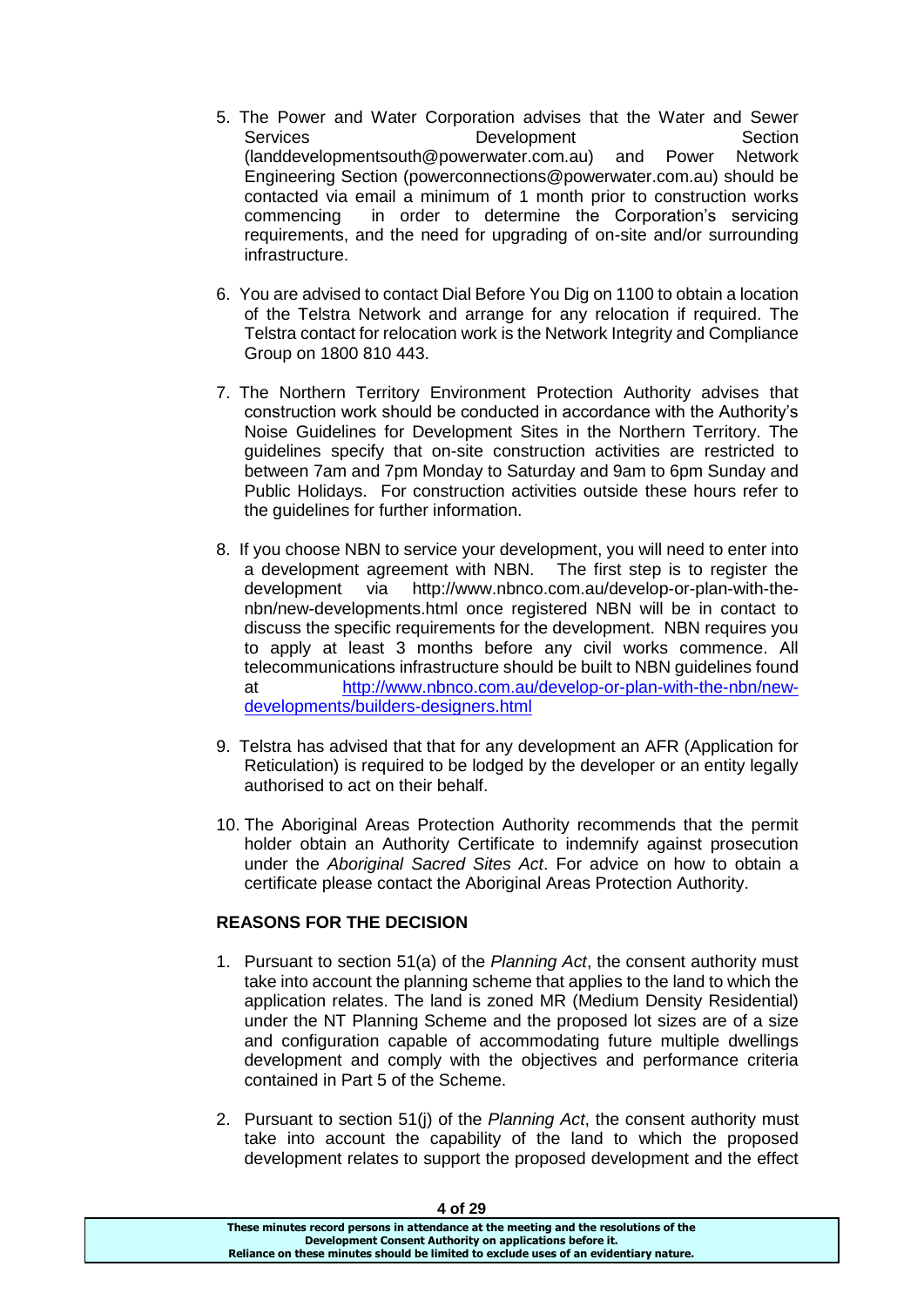5. The Power and Water Corporation advises that the Water and Sewer Services Development Section (landdevelopmentsouth@powerwater.com.au) and Power Network Engineering Section (powerconnections@powerwater.com.au) should be contacted via email a minimum of 1 month prior to construction works commencing in order to determine the Corporation's servicing requirements, and the need for upgrading of on-site and/or surrounding infrastructure.

6. You are advised to contact Dial Before You Dig on 1100 to obtain a location of the Telstra Network and arrange for any relocation if required. The Telstra contact for relocation work is the Network Integrity and Compliance Group on 1800 810 443.

7. The Northern Territory Environment Protection Authority advises that construction work should be conducted in accordance with the Authority's Noise Guidelines for Development Sites in the Northern Territory. The guidelines specify that on-site construction activities are restricted to between 7am and 7pm Monday to Saturday and 9am to 6pm Sunday and Public Holidays. For construction activities outside these hours refer to the guidelines for further information.

8. If you choose NBN to service your development, you will need to enter into a development agreement with NBN. The first step is to register the development via http://www.nbnco.com.au/develop-or-plan-with-the-nbn/new-developments.html once registered NBN will be in contact to discuss the specific requirements for the development. NBN requires you to apply at least 3 months before any civil works commence. All telecommunications infrastructure should be built to NBN guidelines found at [http://www.nbnco.com.au/develop-or-plan-with-the-nbn/new-developments/builders-designers.html](http://www.nbnco.com.au/develop-or-plan-with-the-nbn/new-developments/builders-designers.html)

9. Telstra has advised that that for any development an AFR (Application for Reticulation) is required to be lodged by the developer or an entity legally authorised to act on their behalf.

10. The Aboriginal Areas Protection Authority recommends that the permit holder obtain an Authority Certificate to indemnify against prosecution under the *Aboriginal Sacred Sites Act*. For advice on how to obtain a certificate please contact the Aboriginal Areas Protection Authority.

**REASONS FOR THE DECISION**

1. Pursuant to section 51(a) of the *Planning Act*, the consent authority must take into account the planning scheme that applies to the land to which the application relates. The land is zoned MR (Medium Density Residential) under the NT Planning Scheme and the proposed lot sizes are of a size and configuration capable of accommodating future multiple dwellings development and comply with the objectives and performance criteria contained in Part 5 of the Scheme.

2. Pursuant to section 51(j) of the *Planning Act*, the consent authority must take into account the capability of the land to which the proposed development relates to support the proposed development and the effect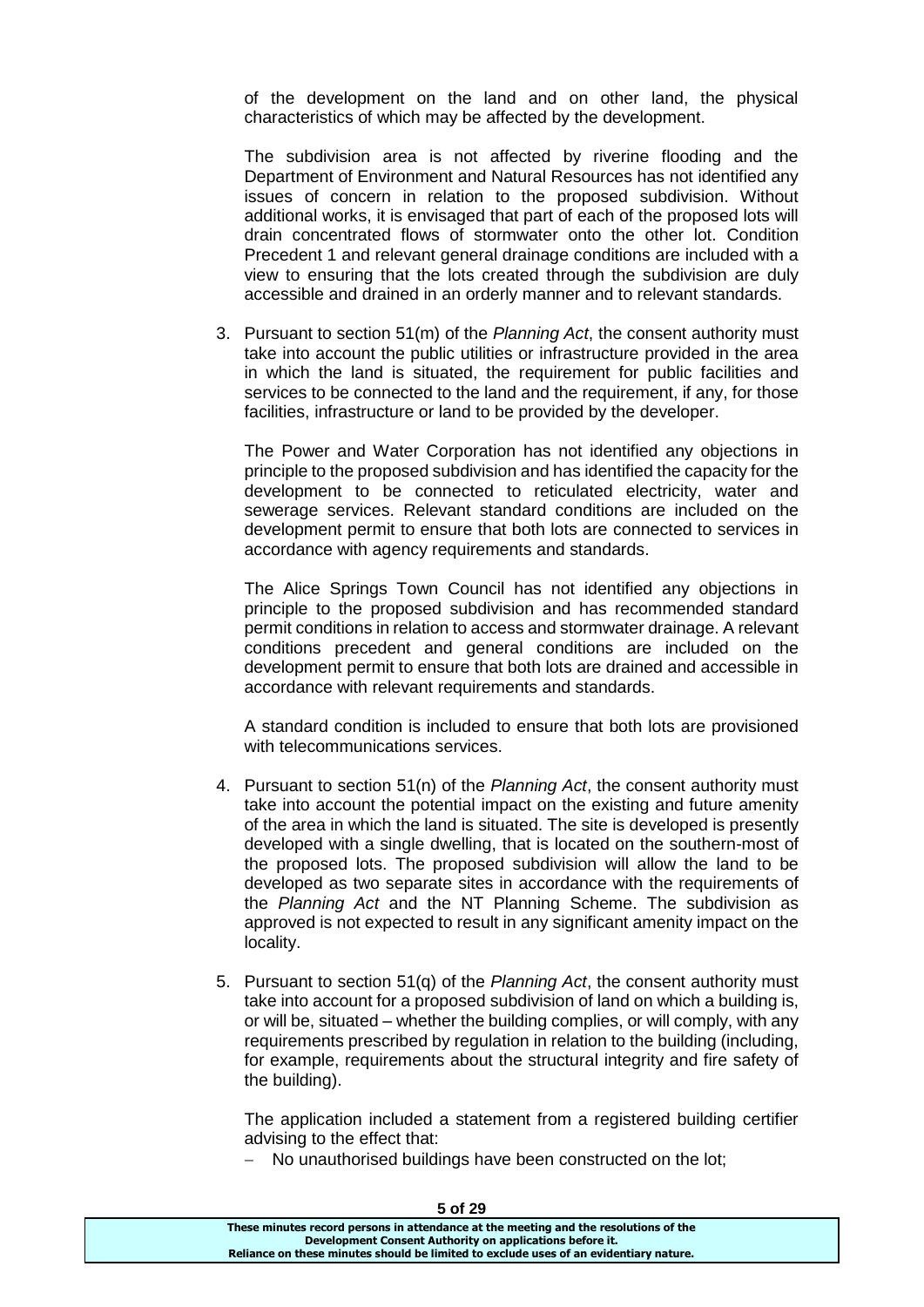of the development on the land and on other land, the physical characteristics of which may be affected by the development.

The subdivision area is not affected by riverine flooding and the Department of Environment and Natural Resources has not identified any issues of concern in relation to the proposed subdivision. Without additional works, it is envisaged that part of each of the proposed lots will drain concentrated flows of stormwater onto the other lot. Condition Precedent 1 and relevant general drainage conditions are included with a view to ensuring that the lots created through the subdivision are duly accessible and drained in an orderly manner and to relevant standards.

3. Pursuant to section 51(m) of the *Planning Act*, the consent authority must take into account the public utilities or infrastructure provided in the area in which the land is situated, the requirement for public facilities and services to be connected to the land and the requirement, if any, for those facilities, infrastructure or land to be provided by the developer.

   The Power and Water Corporation has not identified any objections in principle to the proposed subdivision and has identified the capacity for the development to be connected to reticulated electricity, water and sewerage services. Relevant standard conditions are included on the development permit to ensure that both lots are connected to services in accordance with agency requirements and standards.

   The Alice Springs Town Council has not identified any objections in principle to the proposed subdivision and has recommended standard permit conditions in relation to access and stormwater drainage. A relevant conditions precedent and general conditions are included on the development permit to ensure that both lots are drained and accessible in accordance with relevant requirements and standards.

   A standard condition is included to ensure that both lots are provisioned with telecommunications services.

4. Pursuant to section 51(n) of the *Planning Act*, the consent authority must take into account the potential impact on the existing and future amenity of the area in which the land is situated. The site is developed is presently developed with a single dwelling, that is located on the southern-most of the proposed lots. The proposed subdivision will allow the land to be developed as two separate sites in accordance with the requirements of the *Planning Act* and the NT Planning Scheme. The subdivision as approved is not expected to result in any significant amenity impact on the locality.

5. Pursuant to section 51(q) of the *Planning Act*, the consent authority must take into account for a proposed subdivision of land on which a building is, or will be, situated – whether the building complies, or will comply, with any requirements prescribed by regulation in relation to the building (including, for example, requirements about the structural integrity and fire safety of the building).

   The application included a statement from a registered building certifier advising to the effect that:

   - No unauthorised buildings have been constructed on the lot;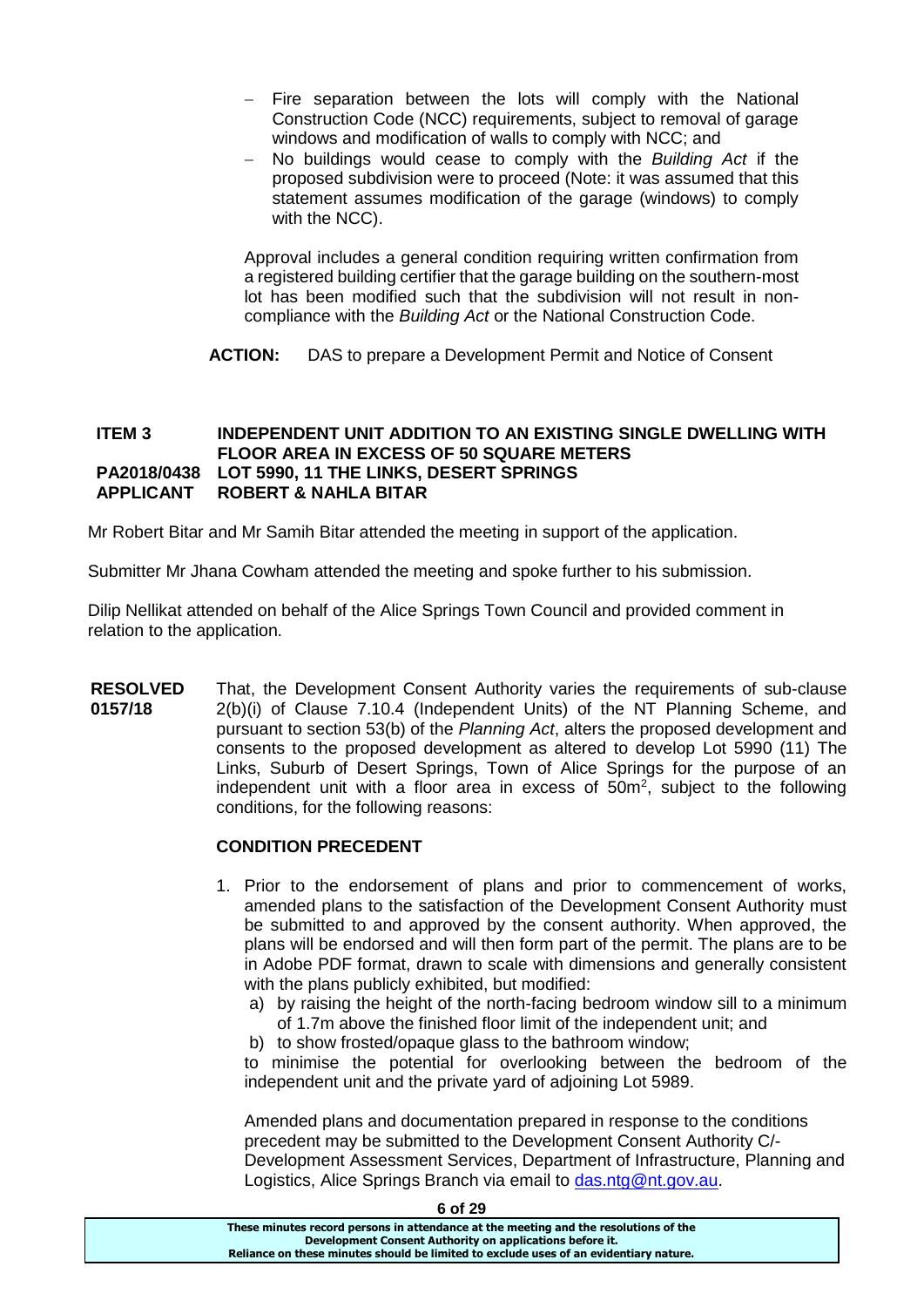- Fire separation between the lots will comply with the National Construction Code (NCC) requirements, subject to removal of garage windows and modification of walls to comply with NCC; and
- No buildings would cease to comply with the *Building Act* if the proposed subdivision were to proceed (Note: it was assumed that this statement assumes modification of the garage (windows) to comply with the NCC).

Approval includes a general condition requiring written confirmation from a registered building certifier that the garage building on the southern-most lot has been modified such that the subdivision will not result in non-compliance with the *Building Act* or the National Construction Code.

**ACTION:** DAS to prepare a Development Permit and Notice of Consent

**ITEM 3 INDEPENDENT UNIT ADDITION TO AN EXISTING SINGLE DWELLING WITH FLOOR AREA IN EXCESS OF 50 SQUARE METERS**
**PA2018/0438 LOT 5990, 11 THE LINKS, DESERT SPRINGS**
**APPLICANT ROBERT & NAHLA BITAR**

Mr Robert Bitar and Mr Samih Bitar attended the meeting in support of the application.

Submitter Mr Jhana Cowham attended the meeting and spoke further to his submission.

Dilip Nellikat attended on behalf of the Alice Springs Town Council and provided comment in relation to the application.

**RESOLVED 0157/18** That, the Development Consent Authority varies the requirements of sub-clause 2(b)(i) of Clause 7.10.4 (Independent Units) of the NT Planning Scheme, and pursuant to section 53(b) of the *Planning Act*, alters the proposed development and consents to the proposed development as altered to develop Lot 5990 (11) The Links, Suburb of Desert Springs, Town of Alice Springs for the purpose of an independent unit with a floor area in excess of 50m$^2$, subject to the following conditions, for the following reasons:

**CONDITION PRECEDENT**

1. Prior to the endorsement of plans and prior to commencement of works, amended plans to the satisfaction of the Development Consent Authority must be submitted to and approved by the consent authority. When approved, the plans will be endorsed and will then form part of the permit. The plans are to be in Adobe PDF format, drawn to scale with dimensions and generally consistent with the plans publicly exhibited, but modified:
   a) by raising the height of the north-facing bedroom window sill to a minimum of 1.7m above the finished floor limit of the independent unit; and
   b) to show frosted/opaque glass to the bathroom window;

   to minimise the potential for overlooking between the bedroom of the independent unit and the private yard of adjoining Lot 5989.

   Amended plans and documentation prepared in response to the conditions precedent may be submitted to the Development Consent Authority C/- Development Assessment Services, Department of Infrastructure, Planning and Logistics, Alice Springs Branch via email to das.ntg@nt.gov.au.

These minutes record persons in attendance at the meeting and the resolutions of the Development Consent Authority on applications before it. Reliance on these minutes should be limited to exclude uses of an evidentiary nature.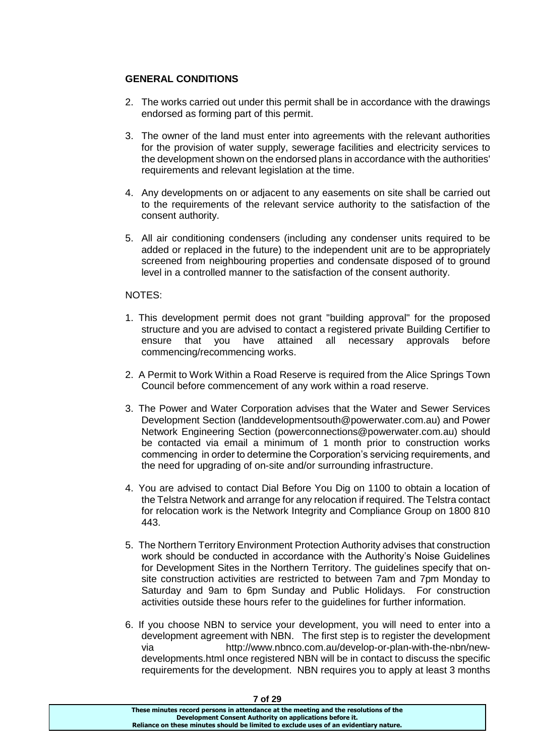**GENERAL CONDITIONS**

2. The works carried out under this permit shall be in accordance with the drawings endorsed as forming part of this permit.

3. The owner of the land must enter into agreements with the relevant authorities for the provision of water supply, sewerage facilities and electricity services to the development shown on the endorsed plans in accordance with the authorities' requirements and relevant legislation at the time.

4. Any developments on or adjacent to any easements on site shall be carried out to the requirements of the relevant service authority to the satisfaction of the consent authority.

5. All air conditioning condensers (including any condenser units required to be added or replaced in the future) to the independent unit are to be appropriately screened from neighbouring properties and condensate disposed of to ground level in a controlled manner to the satisfaction of the consent authority.

NOTES:

1. This development permit does not grant "building approval" for the proposed structure and you are advised to contact a registered private Building Certifier to ensure that you have attained all necessary approvals before commencing/recommencing works.

2. A Permit to Work Within a Road Reserve is required from the Alice Springs Town Council before commencement of any work within a road reserve.

3. The Power and Water Corporation advises that the Water and Sewer Services Development Section (landdevelopmentsouth@powerwater.com.au) and Power Network Engineering Section (powerconnections@powerwater.com.au) should be contacted via email a minimum of 1 month prior to construction works commencing in order to determine the Corporation's servicing requirements, and the need for upgrading of on-site and/or surrounding infrastructure.

4. You are advised to contact Dial Before You Dig on 1100 to obtain a location of the Telstra Network and arrange for any relocation if required. The Telstra contact for relocation work is the Network Integrity and Compliance Group on 1800 810 443.

5. The Northern Territory Environment Protection Authority advises that construction work should be conducted in accordance with the Authority's Noise Guidelines for Development Sites in the Northern Territory. The guidelines specify that on-site construction activities are restricted to between 7am and 7pm Monday to Saturday and 9am to 6pm Sunday and Public Holidays. For construction activities outside these hours refer to the guidelines for further information.

6. If you choose NBN to service your development, you will need to enter into a development agreement with NBN. The first step is to register the development via http://www.nbnco.com.au/develop-or-plan-with-the-nbn/new-developments.html once registered NBN will be in contact to discuss the specific requirements for the development. NBN requires you to apply at least 3 months

These minutes record persons in attendance at the meeting and the resolutions of the Development Consent Authority on applications before it.
Reliance on these minutes should be limited to exclude uses of an evidentiary nature.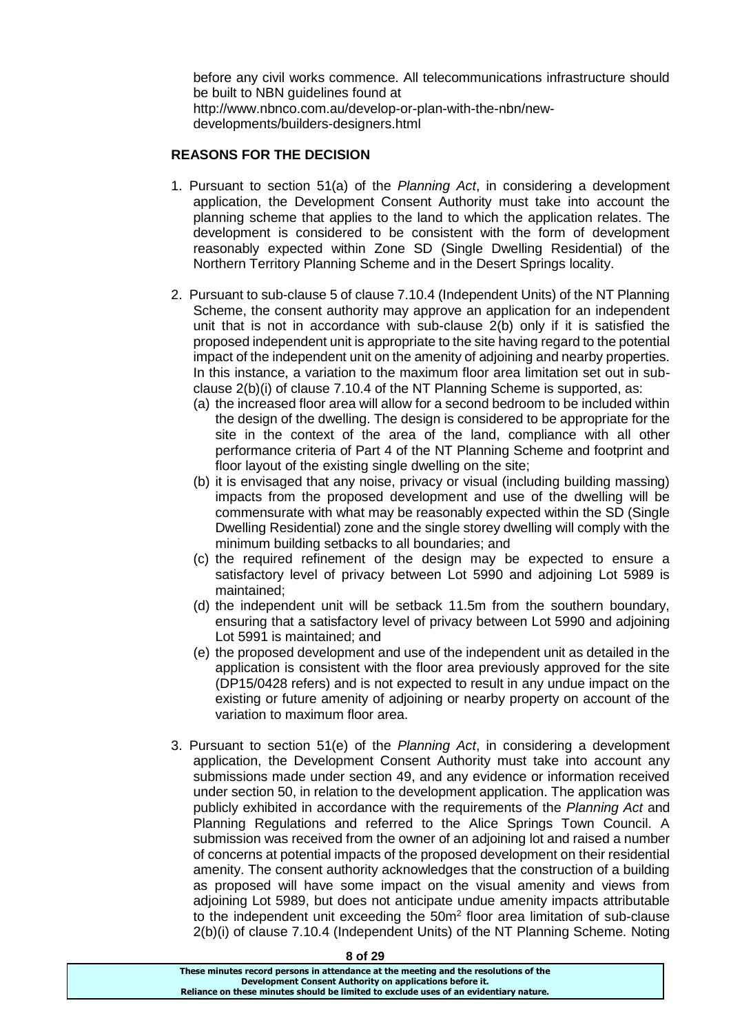before any civil works commence. All telecommunications infrastructure should be built to NBN guidelines found at http://www.nbnco.com.au/develop-or-plan-with-the-nbn/new-developments/builders-designers.html

**REASONS FOR THE DECISION**

1. Pursuant to section 51(a) of the *Planning Act*, in considering a development application, the Development Consent Authority must take into account the planning scheme that applies to the land to which the application relates. The development is considered to be consistent with the form of development reasonably expected within Zone SD (Single Dwelling Residential) of the Northern Territory Planning Scheme and in the Desert Springs locality.

2. Pursuant to sub-clause 5 of clause 7.10.4 (Independent Units) of the NT Planning Scheme, the consent authority may approve an application for an independent unit that is not in accordance with sub-clause 2(b) only if it is satisfied the proposed independent unit is appropriate to the site having regard to the potential impact of the independent unit on the amenity of adjoining and nearby properties. In this instance, a variation to the maximum floor area limitation set out in sub-clause 2(b)(i) of clause 7.10.4 of the NT Planning Scheme is supported, as:
   (a) the increased floor area will allow for a second bedroom to be included within the design of the dwelling. The design is considered to be appropriate for the site in the context of the area of the land, compliance with all other performance criteria of Part 4 of the NT Planning Scheme and footprint and floor layout of the existing single dwelling on the site;
   (b) it is envisaged that any noise, privacy or visual (including building massing) impacts from the proposed development and use of the dwelling will be commensurate with what may be reasonably expected within the SD (Single Dwelling Residential) zone and the single storey dwelling will comply with the minimum building setbacks to all boundaries; and
   (c) the required refinement of the design may be expected to ensure a satisfactory level of privacy between Lot 5990 and adjoining Lot 5989 is maintained;
   (d) the independent unit will be setback 11.5m from the southern boundary, ensuring that a satisfactory level of privacy between Lot 5990 and adjoining Lot 5991 is maintained; and
   (e) the proposed development and use of the independent unit as detailed in the application is consistent with the floor area previously approved for the site (DP15/0428 refers) and is not expected to result in any undue impact on the existing or future amenity of adjoining or nearby property on account of the variation to maximum floor area.

3. Pursuant to section 51(e) of the *Planning Act*, in considering a development application, the Development Consent Authority must take into account any submissions made under section 49, and any evidence or information received under section 50, in relation to the development application. The application was publicly exhibited in accordance with the requirements of the *Planning Act* and Planning Regulations and referred to the Alice Springs Town Council. A submission was received from the owner of an adjoining lot and raised a number of concerns at potential impacts of the proposed development on their residential amenity. The consent authority acknowledges that the construction of a building as proposed will have some impact on the visual amenity and views from adjoining Lot 5989, but does not anticipate undue amenity impacts attributable to the independent unit exceeding the 50m$^2$ floor area limitation of sub-clause 2(b)(i) of clause 7.10.4 (Independent Units) of the NT Planning Scheme. Noting

These minutes record persons in attendance at the meeting and the resolutions of the Development Consent Authority on applications before it.
Reliance on these minutes should be limited to exclude uses of an evidentiary nature.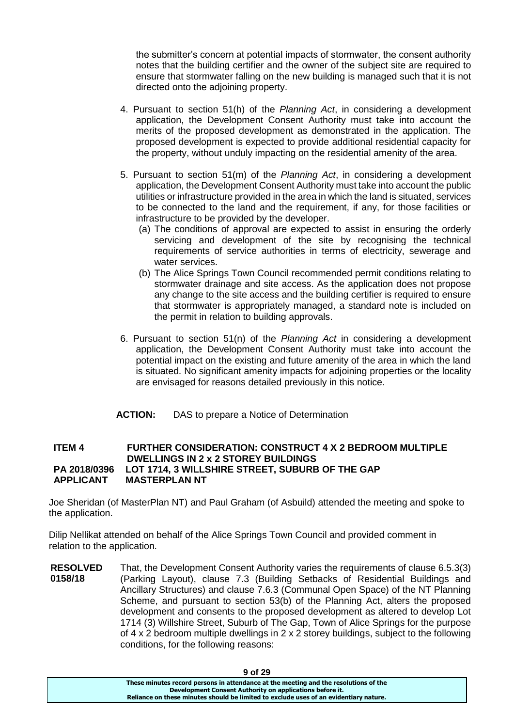the submitter's concern at potential impacts of stormwater, the consent authority notes that the building certifier and the owner of the subject site are required to ensure that stormwater falling on the new building is managed such that it is not directed onto the adjoining property.

4. Pursuant to section 51(h) of the *Planning Act*, in considering a development application, the Development Consent Authority must take into account the merits of the proposed development as demonstrated in the application. The proposed development is expected to provide additional residential capacity for the property, without unduly impacting on the residential amenity of the area.

5. Pursuant to section 51(m) of the *Planning Act*, in considering a development application, the Development Consent Authority must take into account the public utilities or infrastructure provided in the area in which the land is situated, services to be connected to the land and the requirement, if any, for those facilities or infrastructure to be provided by the developer.
   (a) The conditions of approval are expected to assist in ensuring the orderly servicing and development of the site by recognising the technical requirements of service authorities in terms of electricity, sewerage and water services.
   (b) The Alice Springs Town Council recommended permit conditions relating to stormwater drainage and site access. As the application does not propose any change to the site access and the building certifier is required to ensure that stormwater is appropriately managed, a standard note is included on the permit in relation to building approvals.

6. Pursuant to section 51(n) of the *Planning Act* in considering a development application, the Development Consent Authority must take into account the potential impact on the existing and future amenity of the area in which the land is situated. No significant amenity impacts for adjoining properties or the locality are envisaged for reasons detailed previously in this notice.

**ACTION:** DAS to prepare a Notice of Determination

**ITEM 4 FURTHER CONSIDERATION: CONSTRUCT 4 X 2 BEDROOM MULTIPLE DWELLINGS IN 2 x 2 STOREY BUILDINGS**
**PA 2018/0396 LOT 1714, 3 WILLSHIRE STREET, SUBURB OF THE GAP**
**APPLICANT MASTERPLAN NT**

Joe Sheridan (of MasterPlan NT) and Paul Graham (of Asbuild) attended the meeting and spoke to the application.

Dilip Nellikat attended on behalf of the Alice Springs Town Council and provided comment in relation to the application.

**RESOLVED 0158/18** That, the Development Consent Authority varies the requirements of clause 6.5.3(3) (Parking Layout), clause 7.3 (Building Setbacks of Residential Buildings and Ancillary Structures) and clause 7.6.3 (Communal Open Space) of the NT Planning Scheme, and pursuant to section 53(b) of the Planning Act, alters the proposed development and consents to the proposed development as altered to develop Lot 1714 (3) Willshire Street, Suburb of The Gap, Town of Alice Springs for the purpose of 4 x 2 bedroom multiple dwellings in 2 x 2 storey buildings, subject to the following conditions, for the following reasons: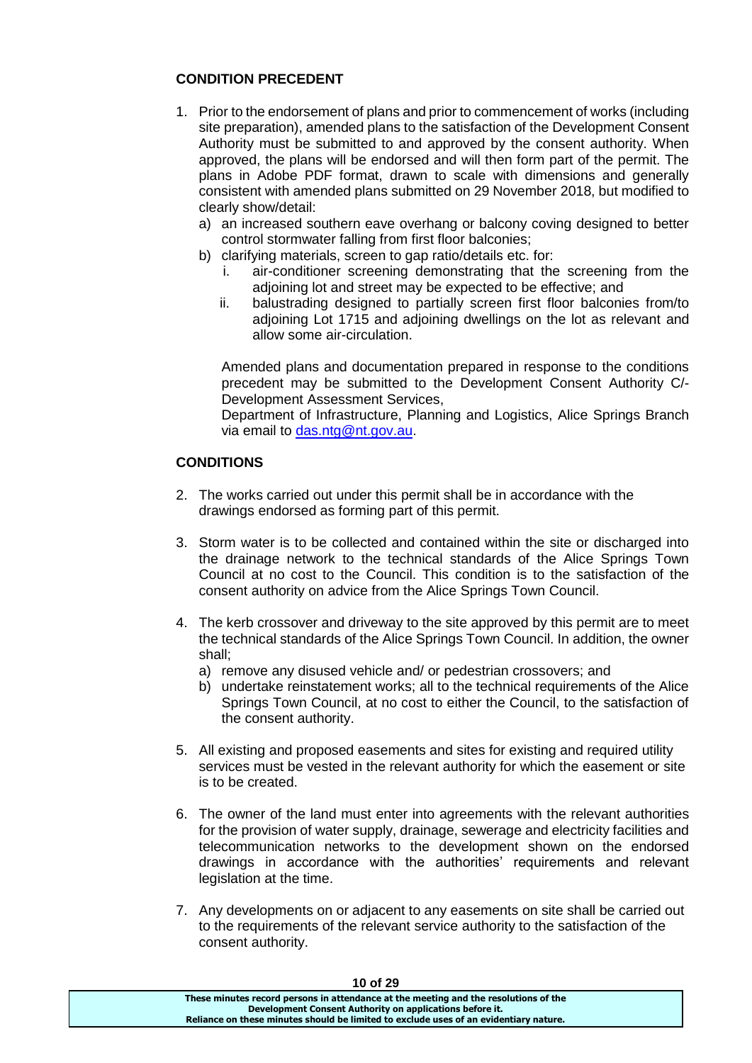**CONDITION PRECEDENT**

1. Prior to the endorsement of plans and prior to commencement of works (including site preparation), amended plans to the satisfaction of the Development Consent Authority must be submitted to and approved by the consent authority. When approved, the plans will be endorsed and will then form part of the permit. The plans in Adobe PDF format, drawn to scale with dimensions and generally consistent with amended plans submitted on 29 November 2018, but modified to clearly show/detail:
   a) an increased southern eave overhang or balcony coving designed to better control stormwater falling from first floor balconies;
   b) clarifying materials, screen to gap ratio/details etc. for:
      i. air-conditioner screening demonstrating that the screening from the adjoining lot and street may be expected to be effective; and
      ii. balustrading designed to partially screen first floor balconies from/to adjoining Lot 1715 and adjoining dwellings on the lot as relevant and allow some air-circulation.

   Amended plans and documentation prepared in response to the conditions precedent may be submitted to the Development Consent Authority C/- Development Assessment Services,
   Department of Infrastructure, Planning and Logistics, Alice Springs Branch via email to das.ntg@nt.gov.au.

**CONDITIONS**

2. The works carried out under this permit shall be in accordance with the drawings endorsed as forming part of this permit.

3. Storm water is to be collected and contained within the site or discharged into the drainage network to the technical standards of the Alice Springs Town Council at no cost to the Council. This condition is to the satisfaction of the consent authority on advice from the Alice Springs Town Council.

4. The kerb crossover and driveway to the site approved by this permit are to meet the technical standards of the Alice Springs Town Council. In addition, the owner shall;
   a) remove any disused vehicle and/ or pedestrian crossovers; and
   b) undertake reinstatement works; all to the technical requirements of the Alice Springs Town Council, at no cost to either the Council, to the satisfaction of the consent authority.

5. All existing and proposed easements and sites for existing and required utility services must be vested in the relevant authority for which the easement or site is to be created.

6. The owner of the land must enter into agreements with the relevant authorities for the provision of water supply, drainage, sewerage and electricity facilities and telecommunication networks to the development shown on the endorsed drawings in accordance with the authorities' requirements and relevant legislation at the time.

7. Any developments on or adjacent to any easements on site shall be carried out to the requirements of the relevant service authority to the satisfaction of the consent authority.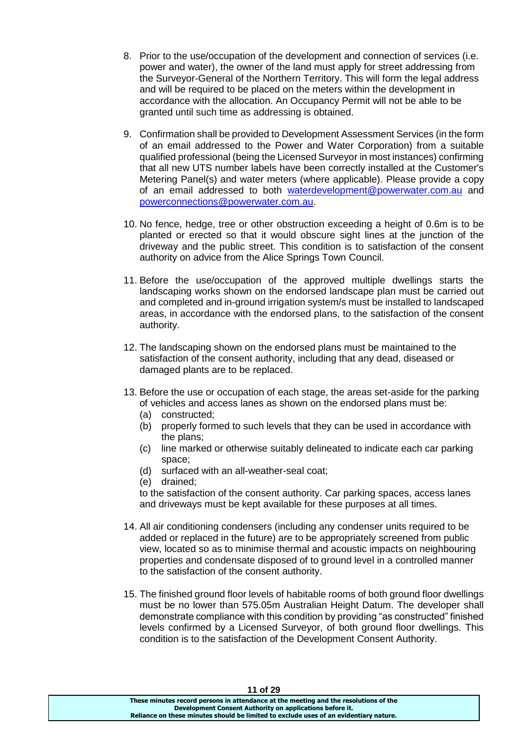8. Prior to the use/occupation of the development and connection of services (i.e. power and water), the owner of the land must apply for street addressing from the Surveyor-General of the Northern Territory. This will form the legal address and will be required to be placed on the meters within the development in accordance with the allocation. An Occupancy Permit will not be able to be granted until such time as addressing is obtained.

9. Confirmation shall be provided to Development Assessment Services (in the form of an email addressed to the Power and Water Corporation) from a suitable qualified professional (being the Licensed Surveyor in most instances) confirming that all new UTS number labels have been correctly installed at the Customer's Metering Panel(s) and water meters (where applicable). Please provide a copy of an email addressed to both waterdevelopment@powerwater.com.au and powerconnections@powerwater.com.au.

10. No fence, hedge, tree or other obstruction exceeding a height of 0.6m is to be planted or erected so that it would obscure sight lines at the junction of the driveway and the public street. This condition is to satisfaction of the consent authority on advice from the Alice Springs Town Council.

11. Before the use/occupation of the approved multiple dwellings starts the landscaping works shown on the endorsed landscape plan must be carried out and completed and in-ground irrigation system/s must be installed to landscaped areas, in accordance with the endorsed plans, to the satisfaction of the consent authority.

12. The landscaping shown on the endorsed plans must be maintained to the satisfaction of the consent authority, including that any dead, diseased or damaged plants are to be replaced.

13. Before the use or occupation of each stage, the areas set-aside for the parking of vehicles and access lanes as shown on the endorsed plans must be:
    (a) constructed;
    (b) properly formed to such levels that they can be used in accordance with the plans;
    (c) line marked or otherwise suitably delineated to indicate each car parking space;
    (d) surfaced with an all-weather-seal coat;
    (e) drained;

    to the satisfaction of the consent authority. Car parking spaces, access lanes and driveways must be kept available for these purposes at all times.

14. All air conditioning condensers (including any condenser units required to be added or replaced in the future) are to be appropriately screened from public view, located so as to minimise thermal and acoustic impacts on neighbouring properties and condensate disposed of to ground level in a controlled manner to the satisfaction of the consent authority.

15. The finished ground floor levels of habitable rooms of both ground floor dwellings must be no lower than 575.05m Australian Height Datum. The developer shall demonstrate compliance with this condition by providing "as constructed" finished levels confirmed by a Licensed Surveyor, of both ground floor dwellings. This condition is to the satisfaction of the Development Consent Authority.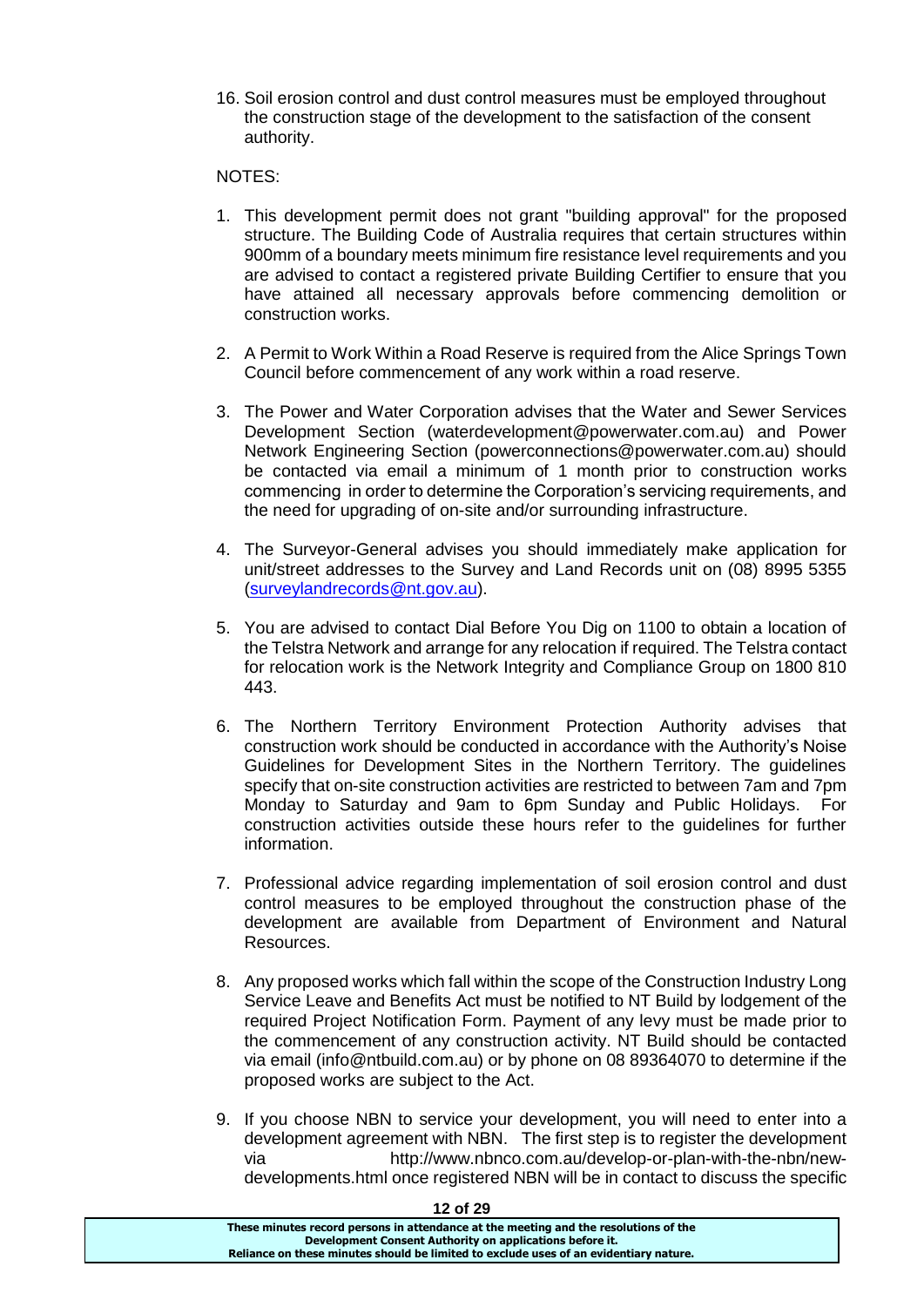16. Soil erosion control and dust control measures must be employed throughout the construction stage of the development to the satisfaction of the consent authority.

NOTES:

1. This development permit does not grant "building approval" for the proposed structure. The Building Code of Australia requires that certain structures within 900mm of a boundary meets minimum fire resistance level requirements and you are advised to contact a registered private Building Certifier to ensure that you have attained all necessary approvals before commencing demolition or construction works.

2. A Permit to Work Within a Road Reserve is required from the Alice Springs Town Council before commencement of any work within a road reserve.

3. The Power and Water Corporation advises that the Water and Sewer Services Development Section (waterdevelopment@powerwater.com.au) and Power Network Engineering Section (powerconnections@powerwater.com.au) should be contacted via email a minimum of 1 month prior to construction works commencing in order to determine the Corporation's servicing requirements, and the need for upgrading of on-site and/or surrounding infrastructure.

4. The Surveyor-General advises you should immediately make application for unit/street addresses to the Survey and Land Records unit on (08) 8995 5355 (surveylandrecords@nt.gov.au).

5. You are advised to contact Dial Before You Dig on 1100 to obtain a location of the Telstra Network and arrange for any relocation if required. The Telstra contact for relocation work is the Network Integrity and Compliance Group on 1800 810 443.

6. The Northern Territory Environment Protection Authority advises that construction work should be conducted in accordance with the Authority's Noise Guidelines for Development Sites in the Northern Territory. The guidelines specify that on-site construction activities are restricted to between 7am and 7pm Monday to Saturday and 9am to 6pm Sunday and Public Holidays. For construction activities outside these hours refer to the guidelines for further information.

7. Professional advice regarding implementation of soil erosion control and dust control measures to be employed throughout the construction phase of the development are available from Department of Environment and Natural Resources.

8. Any proposed works which fall within the scope of the Construction Industry Long Service Leave and Benefits Act must be notified to NT Build by lodgement of the required Project Notification Form. Payment of any levy must be made prior to the commencement of any construction activity. NT Build should be contacted via email (info@ntbuild.com.au) or by phone on 08 89364070 to determine if the proposed works are subject to the Act.

9. If you choose NBN to service your development, you will need to enter into a development agreement with NBN. The first step is to register the development via http://www.nbnco.com.au/develop-or-plan-with-the-nbn/new-developments.html once registered NBN will be in contact to discuss the specific

These minutes record persons in attendance at the meeting and the resolutions of the Development Consent Authority on applications before it. Reliance on these minutes should be limited to exclude uses of an evidentiary nature.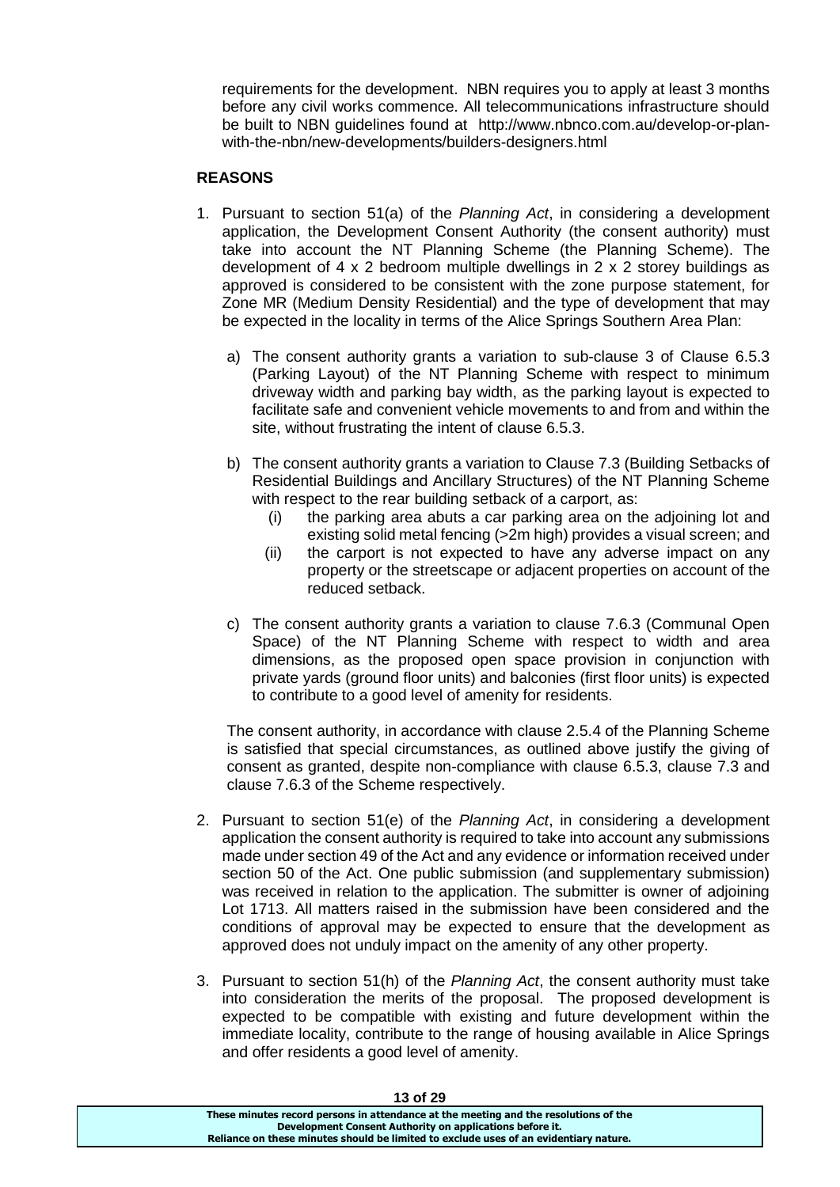requirements for the development. NBN requires you to apply at least 3 months before any civil works commence. All telecommunications infrastructure should be built to NBN guidelines found at http://www.nbnco.com.au/develop-or-plan-with-the-nbn/new-developments/builders-designers.html

**REASONS**

1. Pursuant to section 51(a) of the *Planning Act*, in considering a development application, the Development Consent Authority (the consent authority) must take into account the NT Planning Scheme (the Planning Scheme). The development of 4 x 2 bedroom multiple dwellings in 2 x 2 storey buildings as approved is considered to be consistent with the zone purpose statement, for Zone MR (Medium Density Residential) and the type of development that may be expected in the locality in terms of the Alice Springs Southern Area Plan:

   a) The consent authority grants a variation to sub-clause 3 of Clause 6.5.3 (Parking Layout) of the NT Planning Scheme with respect to minimum driveway width and parking bay width, as the parking layout is expected to facilitate safe and convenient vehicle movements to and from and within the site, without frustrating the intent of clause 6.5.3.

   b) The consent authority grants a variation to Clause 7.3 (Building Setbacks of Residential Buildings and Ancillary Structures) of the NT Planning Scheme with respect to the rear building setback of a carport, as:
      (i) the parking area abuts a car parking area on the adjoining lot and existing solid metal fencing (>2m high) provides a visual screen; and
      (ii) the carport is not expected to have any adverse impact on any property or the streetscape or adjacent properties on account of the reduced setback.

   c) The consent authority grants a variation to clause 7.6.3 (Communal Open Space) of the NT Planning Scheme with respect to width and area dimensions, as the proposed open space provision in conjunction with private yards (ground floor units) and balconies (first floor units) is expected to contribute to a good level of amenity for residents.

   The consent authority, in accordance with clause 2.5.4 of the Planning Scheme is satisfied that special circumstances, as outlined above justify the giving of consent as granted, despite non-compliance with clause 6.5.3, clause 7.3 and clause 7.6.3 of the Scheme respectively.

2. Pursuant to section 51(e) of the *Planning Act*, in considering a development application the consent authority is required to take into account any submissions made under section 49 of the Act and any evidence or information received under section 50 of the Act. One public submission (and supplementary submission) was received in relation to the application. The submitter is owner of adjoining Lot 1713. All matters raised in the submission have been considered and the conditions of approval may be expected to ensure that the development as approved does not unduly impact on the amenity of any other property.

3. Pursuant to section 51(h) of the *Planning Act*, the consent authority must take into consideration the merits of the proposal. The proposed development is expected to be compatible with existing and future development within the immediate locality, contribute to the range of housing available in Alice Springs and offer residents a good level of amenity.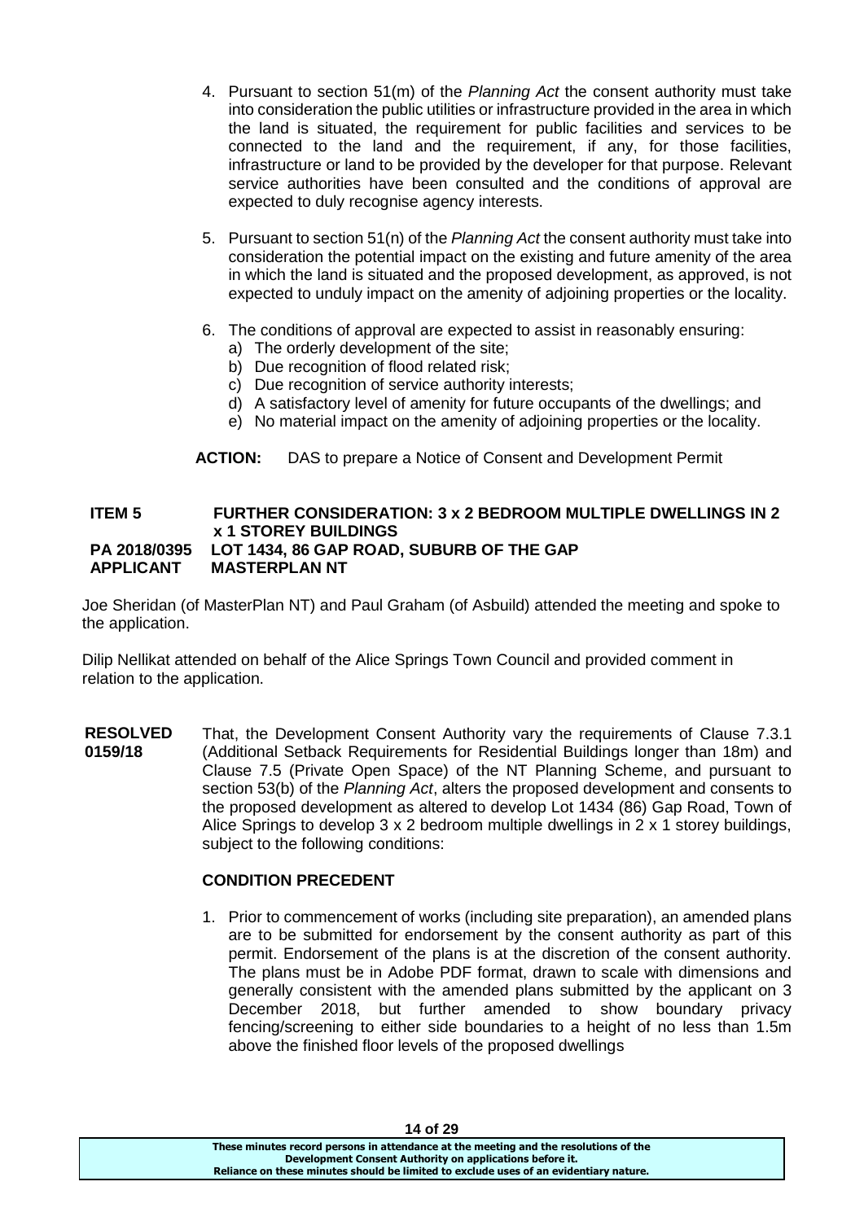4. Pursuant to section 51(m) of the *Planning Act* the consent authority must take into consideration the public utilities or infrastructure provided in the area in which the land is situated, the requirement for public facilities and services to be connected to the land and the requirement, if any, for those facilities, infrastructure or land to be provided by the developer for that purpose. Relevant service authorities have been consulted and the conditions of approval are expected to duly recognise agency interests.

5. Pursuant to section 51(n) of the *Planning Act* the consent authority must take into consideration the potential impact on the existing and future amenity of the area in which the land is situated and the proposed development, as approved, is not expected to unduly impact on the amenity of adjoining properties or the locality.

6. The conditions of approval are expected to assist in reasonably ensuring:
   a) The orderly development of the site;
   b) Due recognition of flood related risk;
   c) Due recognition of service authority interests;
   d) A satisfactory level of amenity for future occupants of the dwellings; and
   e) No material impact on the amenity of adjoining properties or the locality.

**ACTION:** DAS to prepare a Notice of Consent and Development Permit

**ITEM 5 FURTHER CONSIDERATION: 3 x 2 BEDROOM MULTIPLE DWELLINGS IN 2 x 1 STOREY BUILDINGS**
**PA 2018/0395 LOT 1434, 86 GAP ROAD, SUBURB OF THE GAP**
**APPLICANT MASTERPLAN NT**

Joe Sheridan (of MasterPlan NT) and Paul Graham (of Asbuild) attended the meeting and spoke to the application.

Dilip Nellikat attended on behalf of the Alice Springs Town Council and provided comment in relation to the application.

**RESOLVED 0159/18** That, the Development Consent Authority vary the requirements of Clause 7.3.1 (Additional Setback Requirements for Residential Buildings longer than 18m) and Clause 7.5 (Private Open Space) of the NT Planning Scheme, and pursuant to section 53(b) of the *Planning Act*, alters the proposed development and consents to the proposed development as altered to develop Lot 1434 (86) Gap Road, Town of Alice Springs to develop 3 x 2 bedroom multiple dwellings in 2 x 1 storey buildings, subject to the following conditions:

**CONDITION PRECEDENT**

1. Prior to commencement of works (including site preparation), an amended plans are to be submitted for endorsement by the consent authority as part of this permit. Endorsement of the plans is at the discretion of the consent authority. The plans must be in Adobe PDF format, drawn to scale with dimensions and generally consistent with the amended plans submitted by the applicant on 3 December 2018, but further amended to show boundary privacy fencing/screening to either side boundaries to a height of no less than 1.5m above the finished floor levels of the proposed dwellings

These minutes record persons in attendance at the meeting and the resolutions of the Development Consent Authority on applications before it. Reliance on these minutes should be limited to exclude uses of an evidentiary nature.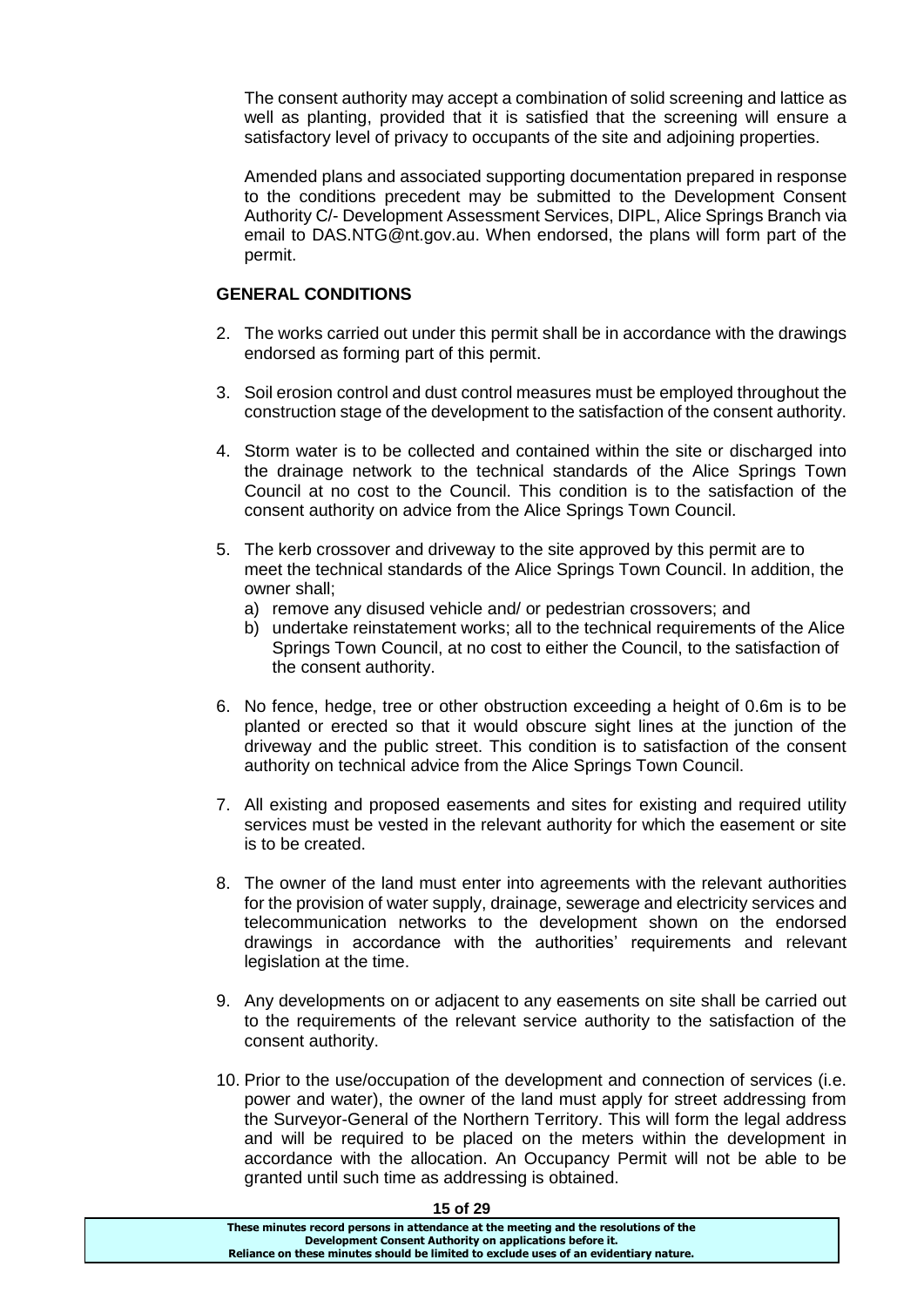The consent authority may accept a combination of solid screening and lattice as well as planting, provided that it is satisfied that the screening will ensure a satisfactory level of privacy to occupants of the site and adjoining properties.

Amended plans and associated supporting documentation prepared in response to the conditions precedent may be submitted to the Development Consent Authority C/- Development Assessment Services, DIPL, Alice Springs Branch via email to DAS.NTG@nt.gov.au. When endorsed, the plans will form part of the permit.

**GENERAL CONDITIONS**

2. The works carried out under this permit shall be in accordance with the drawings endorsed as forming part of this permit.

3. Soil erosion control and dust control measures must be employed throughout the construction stage of the development to the satisfaction of the consent authority.

4. Storm water is to be collected and contained within the site or discharged into the drainage network to the technical standards of the Alice Springs Town Council at no cost to the Council. This condition is to the satisfaction of the consent authority on advice from the Alice Springs Town Council.

5. The kerb crossover and driveway to the site approved by this permit are to meet the technical standards of the Alice Springs Town Council. In addition, the owner shall;
   a) remove any disused vehicle and/ or pedestrian crossovers; and
   b) undertake reinstatement works; all to the technical requirements of the Alice Springs Town Council, at no cost to either the Council, to the satisfaction of the consent authority.

6. No fence, hedge, tree or other obstruction exceeding a height of 0.6m is to be planted or erected so that it would obscure sight lines at the junction of the driveway and the public street. This condition is to satisfaction of the consent authority on technical advice from the Alice Springs Town Council.

7. All existing and proposed easements and sites for existing and required utility services must be vested in the relevant authority for which the easement or site is to be created.

8. The owner of the land must enter into agreements with the relevant authorities for the provision of water supply, drainage, sewerage and electricity services and telecommunication networks to the development shown on the endorsed drawings in accordance with the authorities' requirements and relevant legislation at the time.

9. Any developments on or adjacent to any easements on site shall be carried out to the requirements of the relevant service authority to the satisfaction of the consent authority.

10. Prior to the use/occupation of the development and connection of services (i.e. power and water), the owner of the land must apply for street addressing from the Surveyor-General of the Northern Territory. This will form the legal address and will be required to be placed on the meters within the development in accordance with the allocation. An Occupancy Permit will not be able to be granted until such time as addressing is obtained.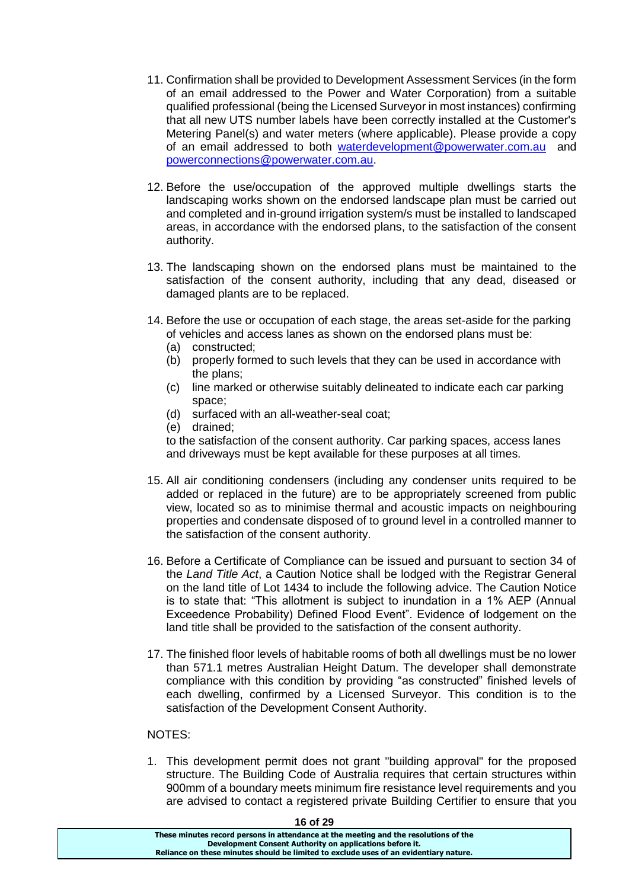11. Confirmation shall be provided to Development Assessment Services (in the form of an email addressed to the Power and Water Corporation) from a suitable qualified professional (being the Licensed Surveyor in most instances) confirming that all new UTS number labels have been correctly installed at the Customer's Metering Panel(s) and water meters (where applicable). Please provide a copy of an email addressed to both waterdevelopment@powerwater.com.au and powerconnections@powerwater.com.au.

12. Before the use/occupation of the approved multiple dwellings starts the landscaping works shown on the endorsed landscape plan must be carried out and completed and in-ground irrigation system/s must be installed to landscaped areas, in accordance with the endorsed plans, to the satisfaction of the consent authority.

13. The landscaping shown on the endorsed plans must be maintained to the satisfaction of the consent authority, including that any dead, diseased or damaged plants are to be replaced.

14. Before the use or occupation of each stage, the areas set-aside for the parking of vehicles and access lanes as shown on the endorsed plans must be:
    (a) constructed;
    (b) properly formed to such levels that they can be used in accordance with the plans;
    (c) line marked or otherwise suitably delineated to indicate each car parking space;
    (d) surfaced with an all-weather-seal coat;
    (e) drained;

    to the satisfaction of the consent authority. Car parking spaces, access lanes and driveways must be kept available for these purposes at all times.

15. All air conditioning condensers (including any condenser units required to be added or replaced in the future) are to be appropriately screened from public view, located so as to minimise thermal and acoustic impacts on neighbouring properties and condensate disposed of to ground level in a controlled manner to the satisfaction of the consent authority.

16. Before a Certificate of Compliance can be issued and pursuant to section 34 of the *Land Title Act*, a Caution Notice shall be lodged with the Registrar General on the land title of Lot 1434 to include the following advice. The Caution Notice is to state that: "This allotment is subject to inundation in a 1% AEP (Annual Exceedence Probability) Defined Flood Event". Evidence of lodgement on the land title shall be provided to the satisfaction of the consent authority.

17. The finished floor levels of habitable rooms of both all dwellings must be no lower than 571.1 metres Australian Height Datum. The developer shall demonstrate compliance with this condition by providing "as constructed" finished levels of each dwelling, confirmed by a Licensed Surveyor. This condition is to the satisfaction of the Development Consent Authority.

NOTES:

1. This development permit does not grant "building approval" for the proposed structure. The Building Code of Australia requires that certain structures within 900mm of a boundary meets minimum fire resistance level requirements and you are advised to contact a registered private Building Certifier to ensure that you

These minutes record persons in attendance at the meeting and the resolutions of the Development Consent Authority on applications before it.
Reliance on these minutes should be limited to exclude uses of an evidentiary nature.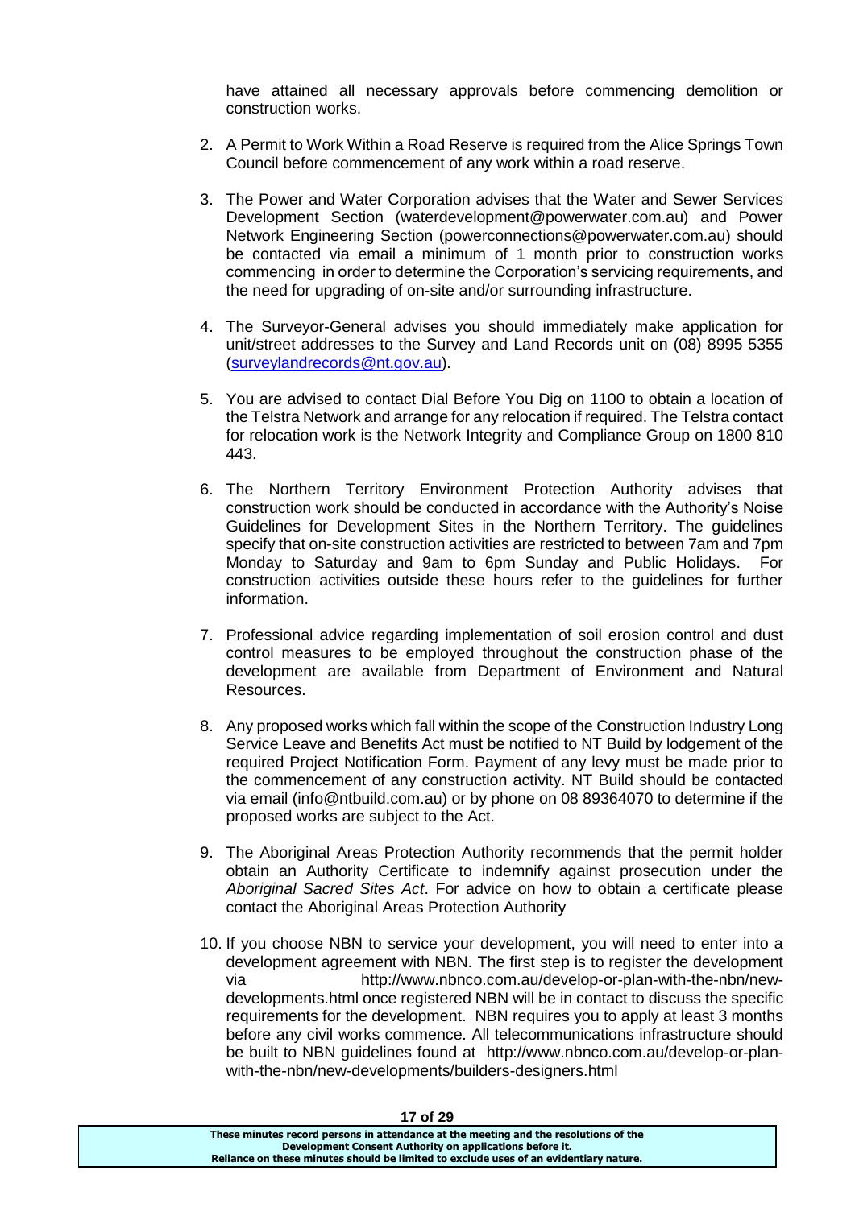have attained all necessary approvals before commencing demolition or construction works.

2. A Permit to Work Within a Road Reserve is required from the Alice Springs Town Council before commencement of any work within a road reserve.

3. The Power and Water Corporation advises that the Water and Sewer Services Development Section (waterdevelopment@powerwater.com.au) and Power Network Engineering Section (powerconnections@powerwater.com.au) should be contacted via email a minimum of 1 month prior to construction works commencing in order to determine the Corporation's servicing requirements, and the need for upgrading of on-site and/or surrounding infrastructure.

4. The Surveyor-General advises you should immediately make application for unit/street addresses to the Survey and Land Records unit on (08) 8995 5355 (surveylandrecords@nt.gov.au).

5. You are advised to contact Dial Before You Dig on 1100 to obtain a location of the Telstra Network and arrange for any relocation if required. The Telstra contact for relocation work is the Network Integrity and Compliance Group on 1800 810 443.

6. The Northern Territory Environment Protection Authority advises that construction work should be conducted in accordance with the Authority's Noise Guidelines for Development Sites in the Northern Territory. The guidelines specify that on-site construction activities are restricted to between 7am and 7pm Monday to Saturday and 9am to 6pm Sunday and Public Holidays. For construction activities outside these hours refer to the guidelines for further information.

7. Professional advice regarding implementation of soil erosion control and dust control measures to be employed throughout the construction phase of the development are available from Department of Environment and Natural Resources.

8. Any proposed works which fall within the scope of the Construction Industry Long Service Leave and Benefits Act must be notified to NT Build by lodgement of the required Project Notification Form. Payment of any levy must be made prior to the commencement of any construction activity. NT Build should be contacted via email (info@ntbuild.com.au) or by phone on 08 89364070 to determine if the proposed works are subject to the Act.

9. The Aboriginal Areas Protection Authority recommends that the permit holder obtain an Authority Certificate to indemnify against prosecution under the *Aboriginal Sacred Sites Act*. For advice on how to obtain a certificate please contact the Aboriginal Areas Protection Authority

10. If you choose NBN to service your development, you will need to enter into a development agreement with NBN. The first step is to register the development via http://www.nbnco.com.au/develop-or-plan-with-the-nbn/new-developments.html once registered NBN will be in contact to discuss the specific requirements for the development. NBN requires you to apply at least 3 months before any civil works commence. All telecommunications infrastructure should be built to NBN guidelines found at http://www.nbnco.com.au/develop-or-plan-with-the-nbn/new-developments/builders-designers.html

**These minutes record persons in attendance at the meeting and the resolutions of the Development Consent Authority on applications before it. Reliance on these minutes should be limited to exclude uses of an evidentiary nature.**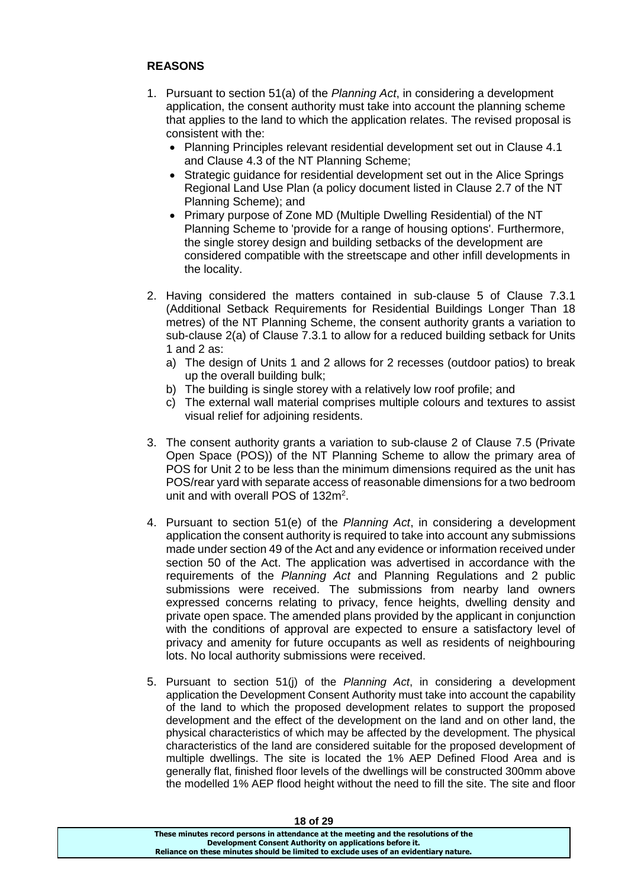**REASONS**

1. Pursuant to section 51(a) of the *Planning Act*, in considering a development application, the consent authority must take into account the planning scheme that applies to the land to which the application relates. The revised proposal is consistent with the:
   - Planning Principles relevant residential development set out in Clause 4.1 and Clause 4.3 of the NT Planning Scheme;
   - Strategic guidance for residential development set out in the Alice Springs Regional Land Use Plan (a policy document listed in Clause 2.7 of the NT Planning Scheme); and
   - Primary purpose of Zone MD (Multiple Dwelling Residential) of the NT Planning Scheme to 'provide for a range of housing options'. Furthermore, the single storey design and building setbacks of the development are considered compatible with the streetscape and other infill developments in the locality.

2. Having considered the matters contained in sub-clause 5 of Clause 7.3.1 (Additional Setback Requirements for Residential Buildings Longer Than 18 metres) of the NT Planning Scheme, the consent authority grants a variation to sub-clause 2(a) of Clause 7.3.1 to allow for a reduced building setback for Units 1 and 2 as:
   a) The design of Units 1 and 2 allows for 2 recesses (outdoor patios) to break up the overall building bulk;
   b) The building is single storey with a relatively low roof profile; and
   c) The external wall material comprises multiple colours and textures to assist visual relief for adjoining residents.

3. The consent authority grants a variation to sub-clause 2 of Clause 7.5 (Private Open Space (POS)) of the NT Planning Scheme to allow the primary area of POS for Unit 2 to be less than the minimum dimensions required as the unit has POS/rear yard with separate access of reasonable dimensions for a two bedroom unit and with overall POS of 132m$^2$.

4. Pursuant to section 51(e) of the *Planning Act*, in considering a development application the consent authority is required to take into account any submissions made under section 49 of the Act and any evidence or information received under section 50 of the Act. The application was advertised in accordance with the requirements of the *Planning Act* and Planning Regulations and 2 public submissions were received. The submissions from nearby land owners expressed concerns relating to privacy, fence heights, dwelling density and private open space. The amended plans provided by the applicant in conjunction with the conditions of approval are expected to ensure a satisfactory level of privacy and amenity for future occupants as well as residents of neighbouring lots. No local authority submissions were received.

5. Pursuant to section 51(j) of the *Planning Act*, in considering a development application the Development Consent Authority must take into account the capability of the land to which the proposed development relates to support the proposed development and the effect of the development on the land and on other land, the physical characteristics of which may be affected by the development. The physical characteristics of the land are considered suitable for the proposed development of multiple dwellings. The site is located the 1% AEP Defined Flood Area and is generally flat, finished floor levels of the dwellings will be constructed 300mm above the modelled 1% AEP flood height without the need to fill the site. The site and floor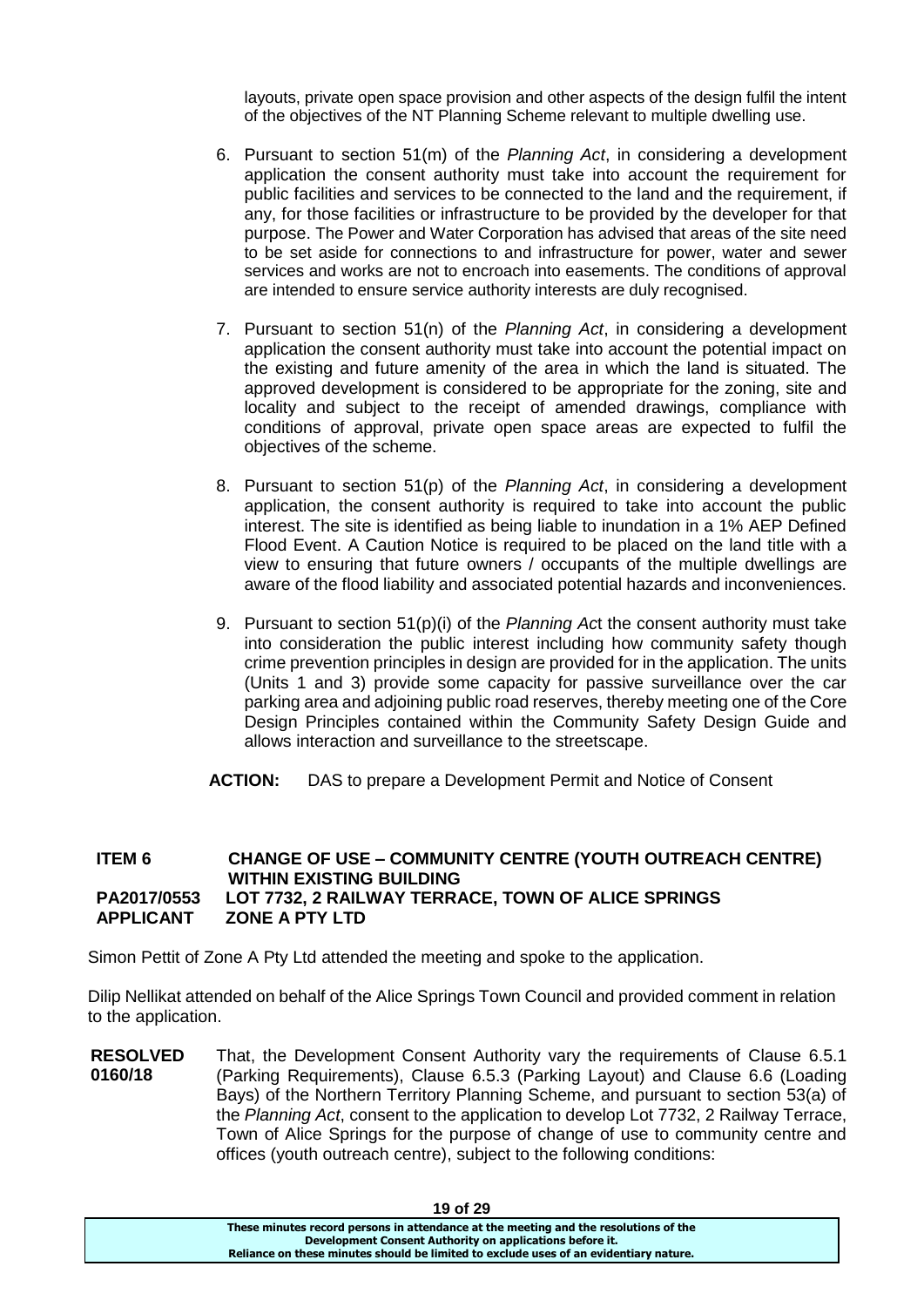layouts, private open space provision and other aspects of the design fulfil the intent of the objectives of the NT Planning Scheme relevant to multiple dwelling use.

6. Pursuant to section 51(m) of the *Planning Act*, in considering a development application the consent authority must take into account the requirement for public facilities and services to be connected to the land and the requirement, if any, for those facilities or infrastructure to be provided by the developer for that purpose. The Power and Water Corporation has advised that areas of the site need to be set aside for connections to and infrastructure for power, water and sewer services and works are not to encroach into easements. The conditions of approval are intended to ensure service authority interests are duly recognised.

7. Pursuant to section 51(n) of the *Planning Act*, in considering a development application the consent authority must take into account the potential impact on the existing and future amenity of the area in which the land is situated. The approved development is considered to be appropriate for the zoning, site and locality and subject to the receipt of amended drawings, compliance with conditions of approval, private open space areas are expected to fulfil the objectives of the scheme.

8. Pursuant to section 51(p) of the *Planning Act*, in considering a development application, the consent authority is required to take into account the public interest. The site is identified as being liable to inundation in a 1% AEP Defined Flood Event. A Caution Notice is required to be placed on the land title with a view to ensuring that future owners / occupants of the multiple dwellings are aware of the flood liability and associated potential hazards and inconveniences.

9. Pursuant to section 51(p)(i) of the *Planning Act* the consent authority must take into consideration the public interest including how community safety though crime prevention principles in design are provided for in the application. The units (Units 1 and 3) provide some capacity for passive surveillance over the car parking area and adjoining public road reserves, thereby meeting one of the Core Design Principles contained within the Community Safety Design Guide and allows interaction and surveillance to the streetscape.

**ACTION:** DAS to prepare a Development Permit and Notice of Consent

**ITEM 6 CHANGE OF USE – COMMUNITY CENTRE (YOUTH OUTREACH CENTRE) WITHIN EXISTING BUILDING**
**PA2017/0553 LOT 7732, 2 RAILWAY TERRACE, TOWN OF ALICE SPRINGS**
**APPLICANT ZONE A PTY LTD**

Simon Pettit of Zone A Pty Ltd attended the meeting and spoke to the application.

Dilip Nellikat attended on behalf of the Alice Springs Town Council and provided comment in relation to the application.

**RESOLVED 0160/18** That, the Development Consent Authority vary the requirements of Clause 6.5.1 (Parking Requirements), Clause 6.5.3 (Parking Layout) and Clause 6.6 (Loading Bays) of the Northern Territory Planning Scheme, and pursuant to section 53(a) of the *Planning Act*, consent to the application to develop Lot 7732, 2 Railway Terrace, Town of Alice Springs for the purpose of change of use to community centre and offices (youth outreach centre), subject to the following conditions: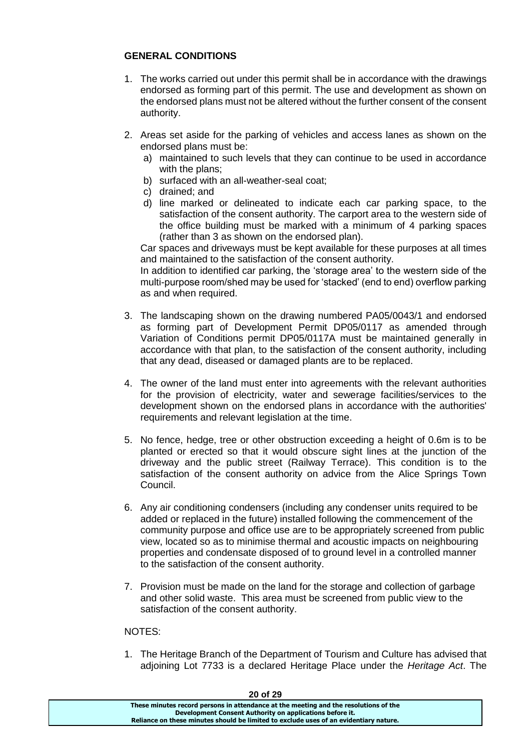**GENERAL CONDITIONS**

1. The works carried out under this permit shall be in accordance with the drawings endorsed as forming part of this permit. The use and development as shown on the endorsed plans must not be altered without the further consent of the consent authority.

2. Areas set aside for the parking of vehicles and access lanes as shown on the endorsed plans must be:
   a) maintained to such levels that they can continue to be used in accordance with the plans;
   b) surfaced with an all-weather-seal coat;
   c) drained; and
   d) line marked or delineated to indicate each car parking space, to the satisfaction of the consent authority. The carport area to the western side of the office building must be marked with a minimum of 4 parking spaces (rather than 3 as shown on the endorsed plan).

   Car spaces and driveways must be kept available for these purposes at all times and maintained to the satisfaction of the consent authority.

   In addition to identified car parking, the 'storage area' to the western side of the multi-purpose room/shed may be used for 'stacked' (end to end) overflow parking as and when required.

3. The landscaping shown on the drawing numbered PA05/0043/1 and endorsed as forming part of Development Permit DP05/0117 as amended through Variation of Conditions permit DP05/0117A must be maintained generally in accordance with that plan, to the satisfaction of the consent authority, including that any dead, diseased or damaged plants are to be replaced.

4. The owner of the land must enter into agreements with the relevant authorities for the provision of electricity, water and sewerage facilities/services to the development shown on the endorsed plans in accordance with the authorities' requirements and relevant legislation at the time.

5. No fence, hedge, tree or other obstruction exceeding a height of 0.6m is to be planted or erected so that it would obscure sight lines at the junction of the driveway and the public street (Railway Terrace). This condition is to the satisfaction of the consent authority on advice from the Alice Springs Town Council.

6. Any air conditioning condensers (including any condenser units required to be added or replaced in the future) installed following the commencement of the community purpose and office use are to be appropriately screened from public view, located so as to minimise thermal and acoustic impacts on neighbouring properties and condensate disposed of to ground level in a controlled manner to the satisfaction of the consent authority.

7. Provision must be made on the land for the storage and collection of garbage and other solid waste. This area must be screened from public view to the satisfaction of the consent authority.

NOTES:

1. The Heritage Branch of the Department of Tourism and Culture has advised that adjoining Lot 7733 is a declared Heritage Place under the *Heritage Act*. The

These minutes record persons in attendance at the meeting and the resolutions of the Development Consent Authority on applications before it.
Reliance on these minutes should be limited to exclude uses of an evidentiary nature.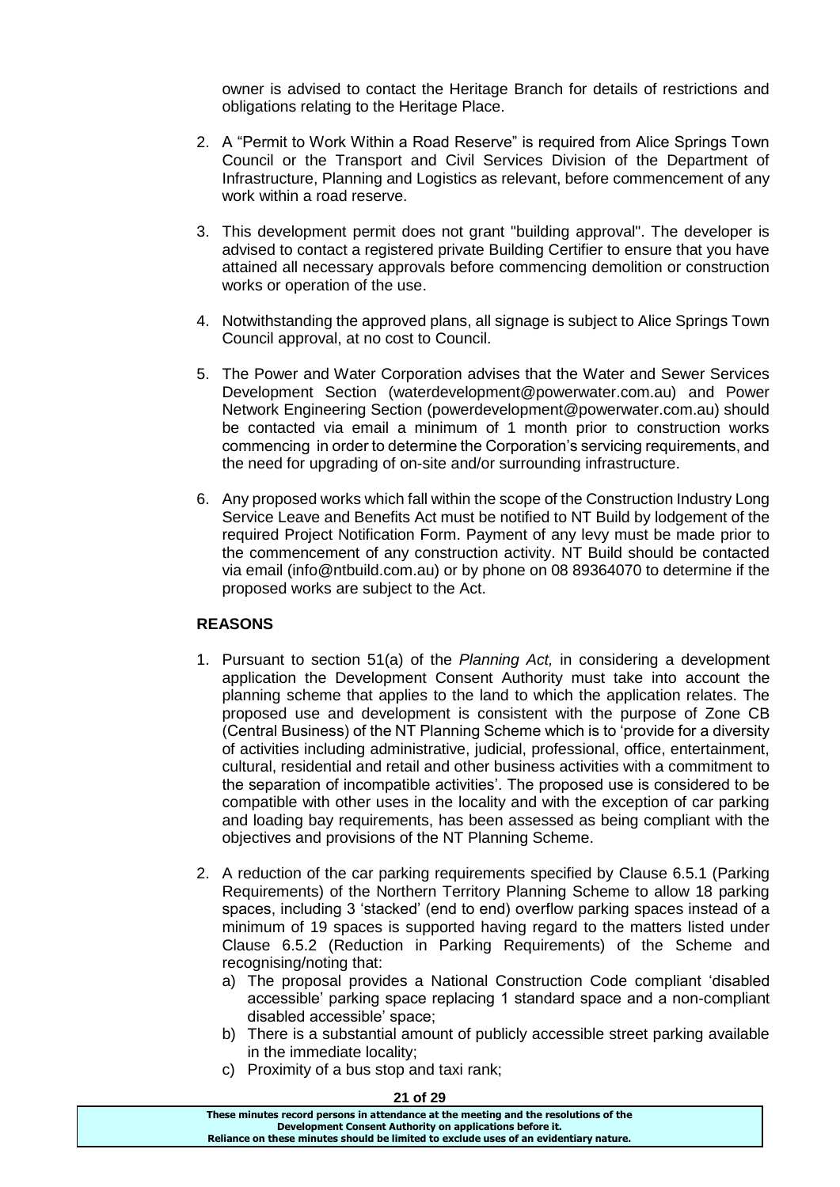owner is advised to contact the Heritage Branch for details of restrictions and obligations relating to the Heritage Place.

2. A "Permit to Work Within a Road Reserve" is required from Alice Springs Town Council or the Transport and Civil Services Division of the Department of Infrastructure, Planning and Logistics as relevant, before commencement of any work within a road reserve.

3. This development permit does not grant "building approval". The developer is advised to contact a registered private Building Certifier to ensure that you have attained all necessary approvals before commencing demolition or construction works or operation of the use.

4. Notwithstanding the approved plans, all signage is subject to Alice Springs Town Council approval, at no cost to Council.

5. The Power and Water Corporation advises that the Water and Sewer Services Development Section (waterdevelopment@powerwater.com.au) and Power Network Engineering Section (powerdevelopment@powerwater.com.au) should be contacted via email a minimum of 1 month prior to construction works commencing in order to determine the Corporation's servicing requirements, and the need for upgrading of on-site and/or surrounding infrastructure.

6. Any proposed works which fall within the scope of the Construction Industry Long Service Leave and Benefits Act must be notified to NT Build by lodgement of the required Project Notification Form. Payment of any levy must be made prior to the commencement of any construction activity. NT Build should be contacted via email (info@ntbuild.com.au) or by phone on 08 89364070 to determine if the proposed works are subject to the Act.

**REASONS**

1. Pursuant to section 51(a) of the *Planning Act,* in considering a development application the Development Consent Authority must take into account the planning scheme that applies to the land to which the application relates. The proposed use and development is consistent with the purpose of Zone CB (Central Business) of the NT Planning Scheme which is to 'provide for a diversity of activities including administrative, judicial, professional, office, entertainment, cultural, residential and retail and other business activities with a commitment to the separation of incompatible activities'. The proposed use is considered to be compatible with other uses in the locality and with the exception of car parking and loading bay requirements, has been assessed as being compliant with the objectives and provisions of the NT Planning Scheme.

2. A reduction of the car parking requirements specified by Clause 6.5.1 (Parking Requirements) of the Northern Territory Planning Scheme to allow 18 parking spaces, including 3 'stacked' (end to end) overflow parking spaces instead of a minimum of 19 spaces is supported having regard to the matters listed under Clause 6.5.2 (Reduction in Parking Requirements) of the Scheme and recognising/noting that:
   a) The proposal provides a National Construction Code compliant 'disabled accessible' parking space replacing 1 standard space and a non-compliant disabled accessible' space;
   b) There is a substantial amount of publicly accessible street parking available in the immediate locality;
   c) Proximity of a bus stop and taxi rank;

These minutes record persons in attendance at the meeting and the resolutions of the Development Consent Authority on applications before it.
Reliance on these minutes should be limited to exclude uses of an evidentiary nature.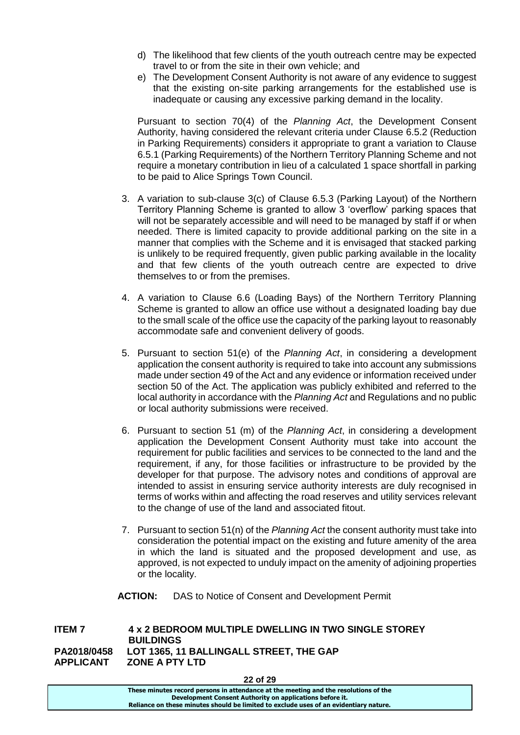d) The likelihood that few clients of the youth outreach centre may be expected travel to or from the site in their own vehicle; and

e) The Development Consent Authority is not aware of any evidence to suggest that the existing on-site parking arrangements for the established use is inadequate or causing any excessive parking demand in the locality.

Pursuant to section 70(4) of the *Planning Act*, the Development Consent Authority, having considered the relevant criteria under Clause 6.5.2 (Reduction in Parking Requirements) considers it appropriate to grant a variation to Clause 6.5.1 (Parking Requirements) of the Northern Territory Planning Scheme and not require a monetary contribution in lieu of a calculated 1 space shortfall in parking to be paid to Alice Springs Town Council.

3. A variation to sub-clause 3(c) of Clause 6.5.3 (Parking Layout) of the Northern Territory Planning Scheme is granted to allow 3 'overflow' parking spaces that will not be separately accessible and will need to be managed by staff if or when needed. There is limited capacity to provide additional parking on the site in a manner that complies with the Scheme and it is envisaged that stacked parking is unlikely to be required frequently, given public parking available in the locality and that few clients of the youth outreach centre are expected to drive themselves to or from the premises.

4. A variation to Clause 6.6 (Loading Bays) of the Northern Territory Planning Scheme is granted to allow an office use without a designated loading bay due to the small scale of the office use the capacity of the parking layout to reasonably accommodate safe and convenient delivery of goods.

5. Pursuant to section 51(e) of the *Planning Act*, in considering a development application the consent authority is required to take into account any submissions made under section 49 of the Act and any evidence or information received under section 50 of the Act. The application was publicly exhibited and referred to the local authority in accordance with the *Planning Act* and Regulations and no public or local authority submissions were received.

6. Pursuant to section 51 (m) of the *Planning Act*, in considering a development application the Development Consent Authority must take into account the requirement for public facilities and services to be connected to the land and the requirement, if any, for those facilities or infrastructure to be provided by the developer for that purpose. The advisory notes and conditions of approval are intended to assist in ensuring service authority interests are duly recognised in terms of works within and affecting the road reserves and utility services relevant to the change of use of the land and associated fitout.

7. Pursuant to section 51(n) of the *Planning Act* the consent authority must take into consideration the potential impact on the existing and future amenity of the area in which the land is situated and the proposed development and use, as approved, is not expected to unduly impact on the amenity of adjoining properties or the locality.

**ACTION:** DAS to Notice of Consent and Development Permit

**ITEM 7** **4 x 2 BEDROOM MULTIPLE DWELLING IN TWO SINGLE STOREY BUILDINGS**
**PA2018/0458** **LOT 1365, 11 BALLINGALL STREET, THE GAP**
**APPLICANT** **ZONE A PTY LTD**

**These minutes record persons in attendance at the meeting and the resolutions of the Development Consent Authority on applications before it. Reliance on these minutes should be limited to exclude uses of an evidentiary nature.**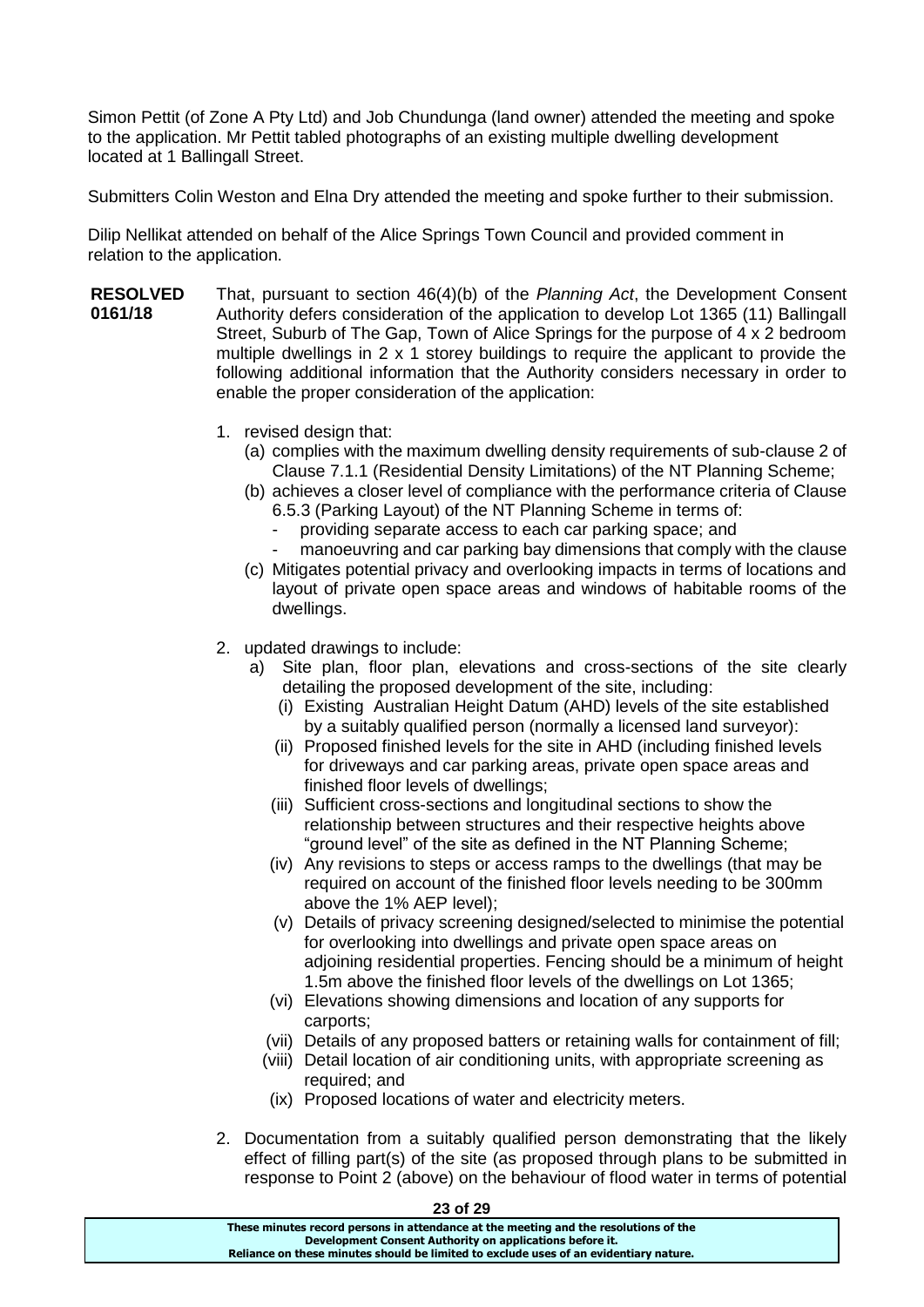Simon Pettit (of Zone A Pty Ltd) and Job Chundunga (land owner) attended the meeting and spoke to the application. Mr Pettit tabled photographs of an existing multiple dwelling development located at 1 Ballingall Street.

Submitters Colin Weston and Elna Dry attended the meeting and spoke further to their submission.

Dilip Nellikat attended on behalf of the Alice Springs Town Council and provided comment in relation to the application.

**RESOLVED 0161/18**

That, pursuant to section 46(4)(b) of the *Planning Act*, the Development Consent Authority defers consideration of the application to develop Lot 1365 (11) Ballingall Street, Suburb of The Gap, Town of Alice Springs for the purpose of 4 x 2 bedroom multiple dwellings in 2 x 1 storey buildings to require the applicant to provide the following additional information that the Authority considers necessary in order to enable the proper consideration of the application:

1. revised design that:
   (a) complies with the maximum dwelling density requirements of sub-clause 2 of Clause 7.1.1 (Residential Density Limitations) of the NT Planning Scheme;
   (b) achieves a closer level of compliance with the performance criteria of Clause 6.5.3 (Parking Layout) of the NT Planning Scheme in terms of:
      - providing separate access to each car parking space; and
      - manoeuvring and car parking bay dimensions that comply with the clause
   (c) Mitigates potential privacy and overlooking impacts in terms of locations and layout of private open space areas and windows of habitable rooms of the dwellings.

2. updated drawings to include:
   a) Site plan, floor plan, elevations and cross-sections of the site clearly detailing the proposed development of the site, including:
      (i) Existing Australian Height Datum (AHD) levels of the site established by a suitably qualified person (normally a licensed land surveyor):
      (ii) Proposed finished levels for the site in AHD (including finished levels for driveways and car parking areas, private open space areas and finished floor levels of dwellings;
      (iii) Sufficient cross-sections and longitudinal sections to show the relationship between structures and their respective heights above "ground level" of the site as defined in the NT Planning Scheme;
      (iv) Any revisions to steps or access ramps to the dwellings (that may be required on account of the finished floor levels needing to be 300mm above the 1% AEP level);
      (v) Details of privacy screening designed/selected to minimise the potential for overlooking into dwellings and private open space areas on adjoining residential properties. Fencing should be a minimum of height 1.5m above the finished floor levels of the dwellings on Lot 1365;
      (vi) Elevations showing dimensions and location of any supports for carports;
      (vii) Details of any proposed batters or retaining walls for containment of fill;
      (viii) Detail location of air conditioning units, with appropriate screening as required; and
      (ix) Proposed locations of water and electricity meters.

2. Documentation from a suitably qualified person demonstrating that the likely effect of filling part(s) of the site (as proposed through plans to be submitted in response to Point 2 (above) on the behaviour of flood water in terms of potential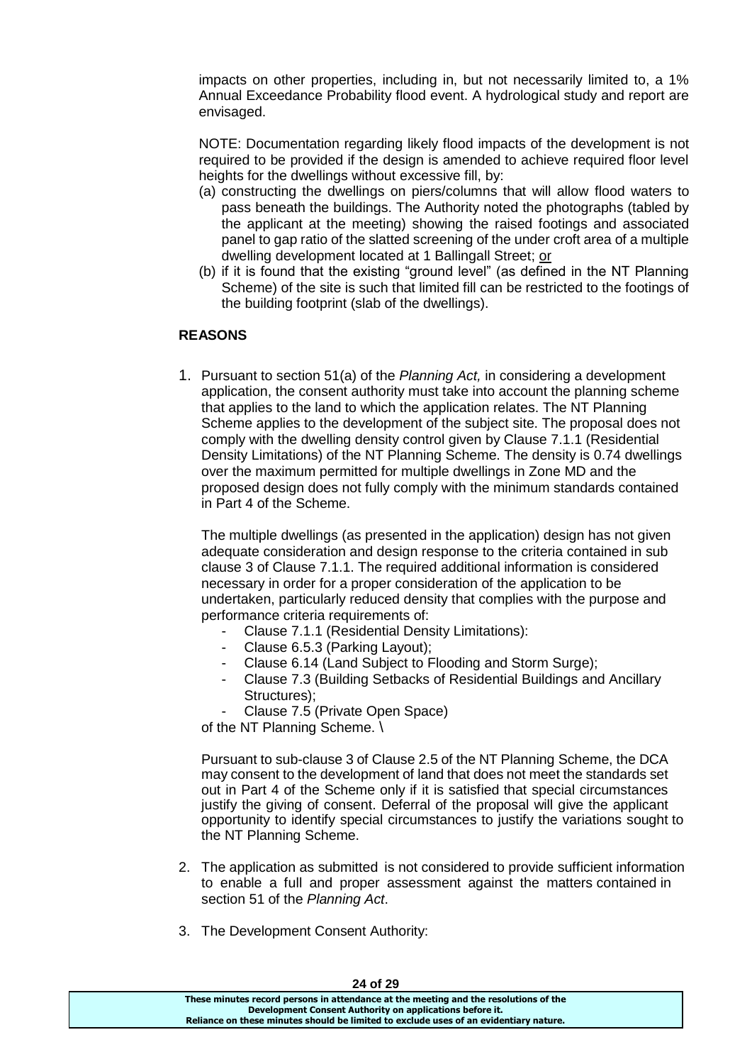impacts on other properties, including in, but not necessarily limited to, a 1% Annual Exceedance Probability flood event. A hydrological study and report are envisaged.

NOTE: Documentation regarding likely flood impacts of the development is not required to be provided if the design is amended to achieve required floor level heights for the dwellings without excessive fill, by:

(a) constructing the dwellings on piers/columns that will allow flood waters to pass beneath the buildings. The Authority noted the photographs (tabled by the applicant at the meeting) showing the raised footings and associated panel to gap ratio of the slatted screening of the under croft area of a multiple dwelling development located at 1 Ballingall Street; <u>or</u>
(b) if it is found that the existing "ground level" (as defined in the NT Planning Scheme) of the site is such that limited fill can be restricted to the footings of the building footprint (slab of the dwellings).

**REASONS**

1. Pursuant to section 51(a) of the *Planning Act,* in considering a development application, the consent authority must take into account the planning scheme that applies to the land to which the application relates. The NT Planning Scheme applies to the development of the subject site. The proposal does not comply with the dwelling density control given by Clause 7.1.1 (Residential Density Limitations) of the NT Planning Scheme. The density is 0.74 dwellings over the maximum permitted for multiple dwellings in Zone MD and the proposed design does not fully comply with the minimum standards contained in Part 4 of the Scheme.

   The multiple dwellings (as presented in the application) design has not given adequate consideration and design response to the criteria contained in sub clause 3 of Clause 7.1.1. The required additional information is considered necessary in order for a proper consideration of the application to be undertaken, particularly reduced density that complies with the purpose and performance criteria requirements of:
   - Clause 7.1.1 (Residential Density Limitations):
   - Clause 6.5.3 (Parking Layout);
   - Clause 6.14 (Land Subject to Flooding and Storm Surge);
   - Clause 7.3 (Building Setbacks of Residential Buildings and Ancillary Structures);
   - Clause 7.5 (Private Open Space)

   of the NT Planning Scheme. \

   Pursuant to sub-clause 3 of Clause 2.5 of the NT Planning Scheme, the DCA may consent to the development of land that does not meet the standards set out in Part 4 of the Scheme only if it is satisfied that special circumstances justify the giving of consent. Deferral of the proposal will give the applicant opportunity to identify special circumstances to justify the variations sought to the NT Planning Scheme.

2. The application as submitted is not considered to provide sufficient information to enable a full and proper assessment against the matters contained in section 51 of the *Planning Act*.

3. The Development Consent Authority: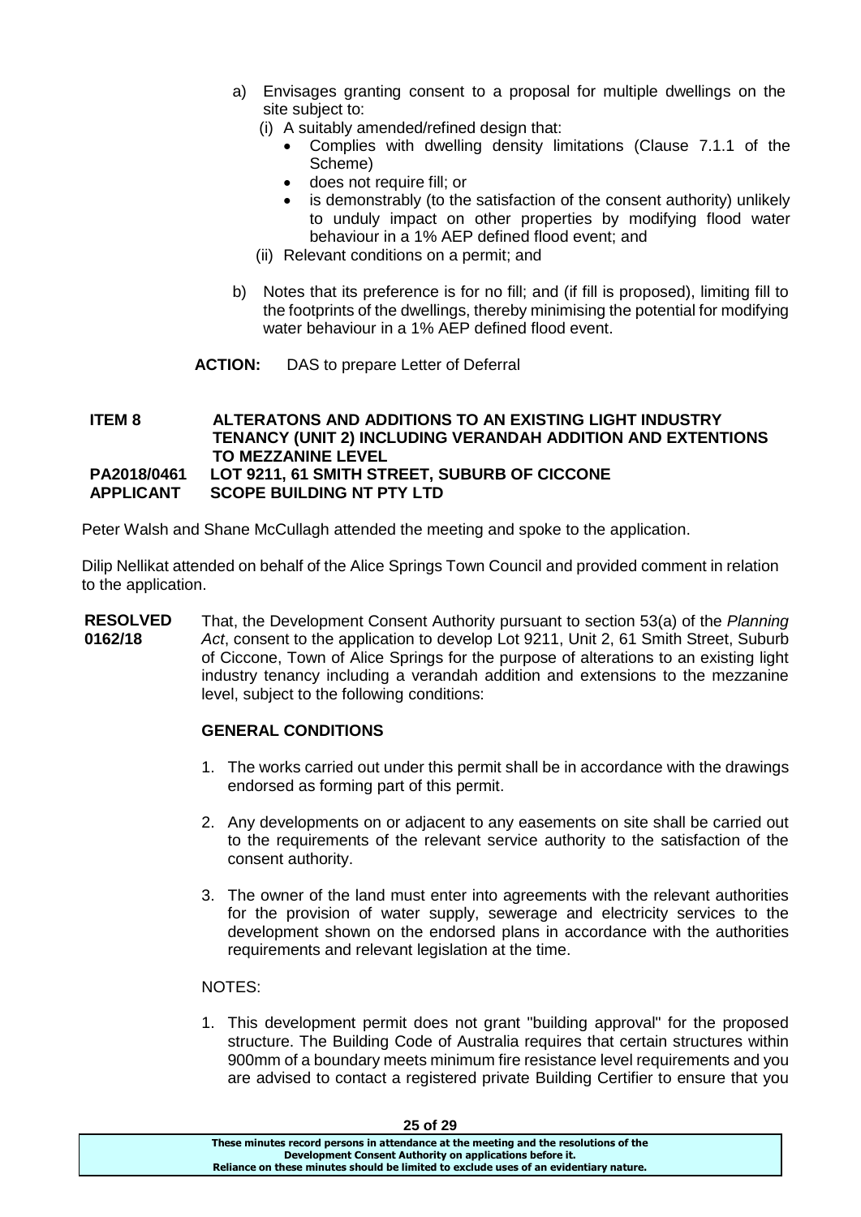a) Envisages granting consent to a proposal for multiple dwellings on the site subject to:
   (i) A suitably amended/refined design that:
   - Complies with dwelling density limitations (Clause 7.1.1 of the Scheme)
   - does not require fill; or
   - is demonstrably (to the satisfaction of the consent authority) unlikely to unduly impact on other properties by modifying flood water behaviour in a 1% AEP defined flood event; and

   (ii) Relevant conditions on a permit; and

b) Notes that its preference is for no fill; and (if fill is proposed), limiting fill to the footprints of the dwellings, thereby minimising the potential for modifying water behaviour in a 1% AEP defined flood event.

**ACTION:** DAS to prepare Letter of Deferral

**ITEM 8 ALTERATONS AND ADDITIONS TO AN EXISTING LIGHT INDUSTRY TENANCY (UNIT 2) INCLUDING VERANDAH ADDITION AND EXTENTIONS TO MEZZANINE LEVEL**
**PA2018/0461 LOT 9211, 61 SMITH STREET, SUBURB OF CICCONE**
**APPLICANT SCOPE BUILDING NT PTY LTD**

Peter Walsh and Shane McCullagh attended the meeting and spoke to the application.

Dilip Nellikat attended on behalf of the Alice Springs Town Council and provided comment in relation to the application.

**RESOLVED 0162/18** That, the Development Consent Authority pursuant to section 53(a) of the *Planning Act*, consent to the application to develop Lot 9211, Unit 2, 61 Smith Street, Suburb of Ciccone, Town of Alice Springs for the purpose of alterations to an existing light industry tenancy including a verandah addition and extensions to the mezzanine level, subject to the following conditions:

**GENERAL CONDITIONS**

1. The works carried out under this permit shall be in accordance with the drawings endorsed as forming part of this permit.

2. Any developments on or adjacent to any easements on site shall be carried out to the requirements of the relevant service authority to the satisfaction of the consent authority.

3. The owner of the land must enter into agreements with the relevant authorities for the provision of water supply, sewerage and electricity services to the development shown on the endorsed plans in accordance with the authorities requirements and relevant legislation at the time.

NOTES:

1. This development permit does not grant "building approval" for the proposed structure. The Building Code of Australia requires that certain structures within 900mm of a boundary meets minimum fire resistance level requirements and you are advised to contact a registered private Building Certifier to ensure that you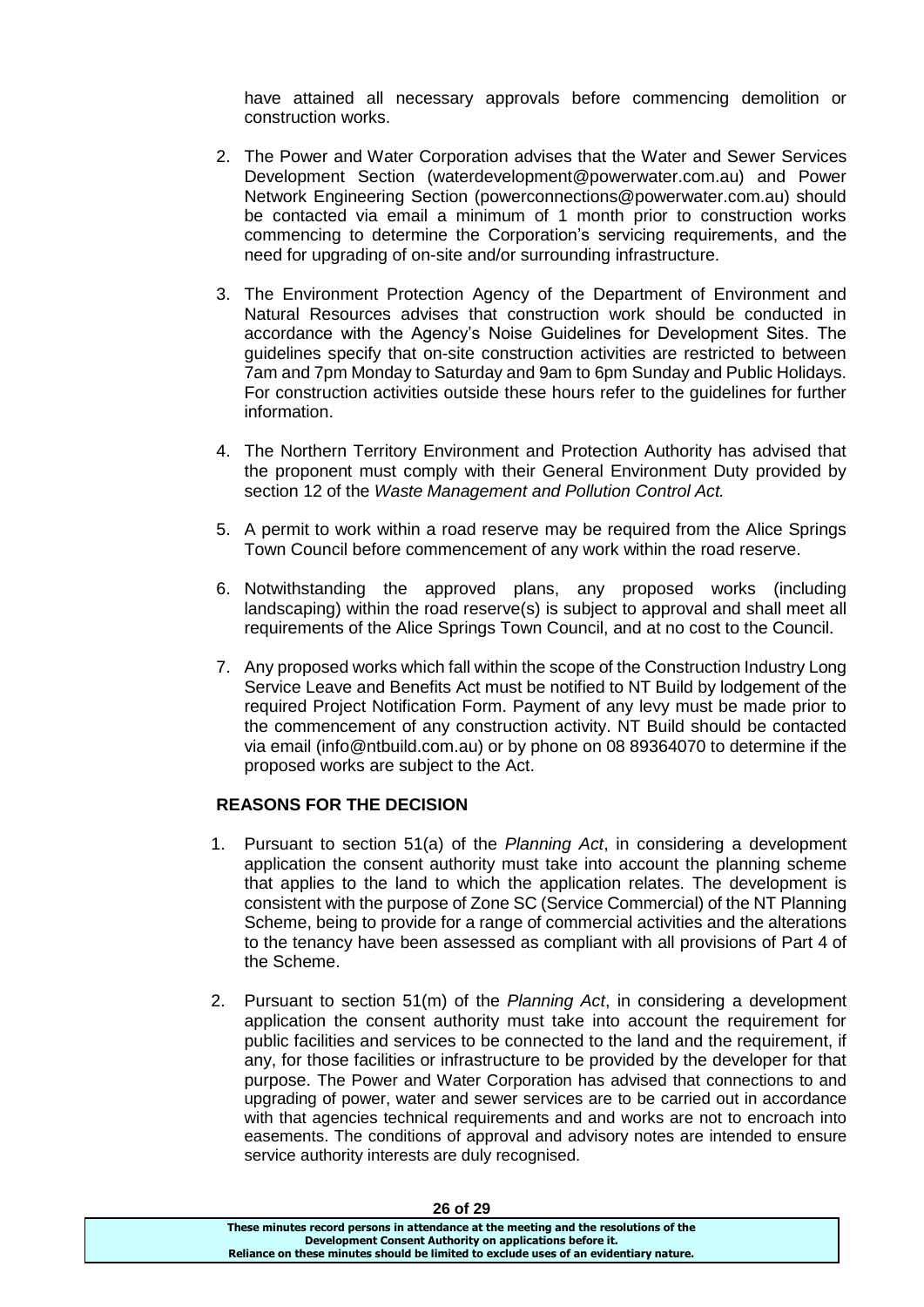have attained all necessary approvals before commencing demolition or construction works.

2. The Power and Water Corporation advises that the Water and Sewer Services Development Section (waterdevelopment@powerwater.com.au) and Power Network Engineering Section (powerconnections@powerwater.com.au) should be contacted via email a minimum of 1 month prior to construction works commencing to determine the Corporation's servicing requirements, and the need for upgrading of on-site and/or surrounding infrastructure.

3. The Environment Protection Agency of the Department of Environment and Natural Resources advises that construction work should be conducted in accordance with the Agency's Noise Guidelines for Development Sites. The guidelines specify that on-site construction activities are restricted to between 7am and 7pm Monday to Saturday and 9am to 6pm Sunday and Public Holidays. For construction activities outside these hours refer to the guidelines for further information.

4. The Northern Territory Environment and Protection Authority has advised that the proponent must comply with their General Environment Duty provided by section 12 of the *Waste Management and Pollution Control Act.*

5. A permit to work within a road reserve may be required from the Alice Springs Town Council before commencement of any work within the road reserve.

6. Notwithstanding the approved plans, any proposed works (including landscaping) within the road reserve(s) is subject to approval and shall meet all requirements of the Alice Springs Town Council, and at no cost to the Council.

7. Any proposed works which fall within the scope of the Construction Industry Long Service Leave and Benefits Act must be notified to NT Build by lodgement of the required Project Notification Form. Payment of any levy must be made prior to the commencement of any construction activity. NT Build should be contacted via email (info@ntbuild.com.au) or by phone on 08 89364070 to determine if the proposed works are subject to the Act.

**REASONS FOR THE DECISION**

1. Pursuant to section 51(a) of the *Planning Act*, in considering a development application the consent authority must take into account the planning scheme that applies to the land to which the application relates. The development is consistent with the purpose of Zone SC (Service Commercial) of the NT Planning Scheme, being to provide for a range of commercial activities and the alterations to the tenancy have been assessed as compliant with all provisions of Part 4 of the Scheme.

2. Pursuant to section 51(m) of the *Planning Act*, in considering a development application the consent authority must take into account the requirement for public facilities and services to be connected to the land and the requirement, if any, for those facilities or infrastructure to be provided by the developer for that purpose. The Power and Water Corporation has advised that connections to and upgrading of power, water and sewer services are to be carried out in accordance with that agencies technical requirements and and works are not to encroach into easements. The conditions of approval and advisory notes are intended to ensure service authority interests are duly recognised.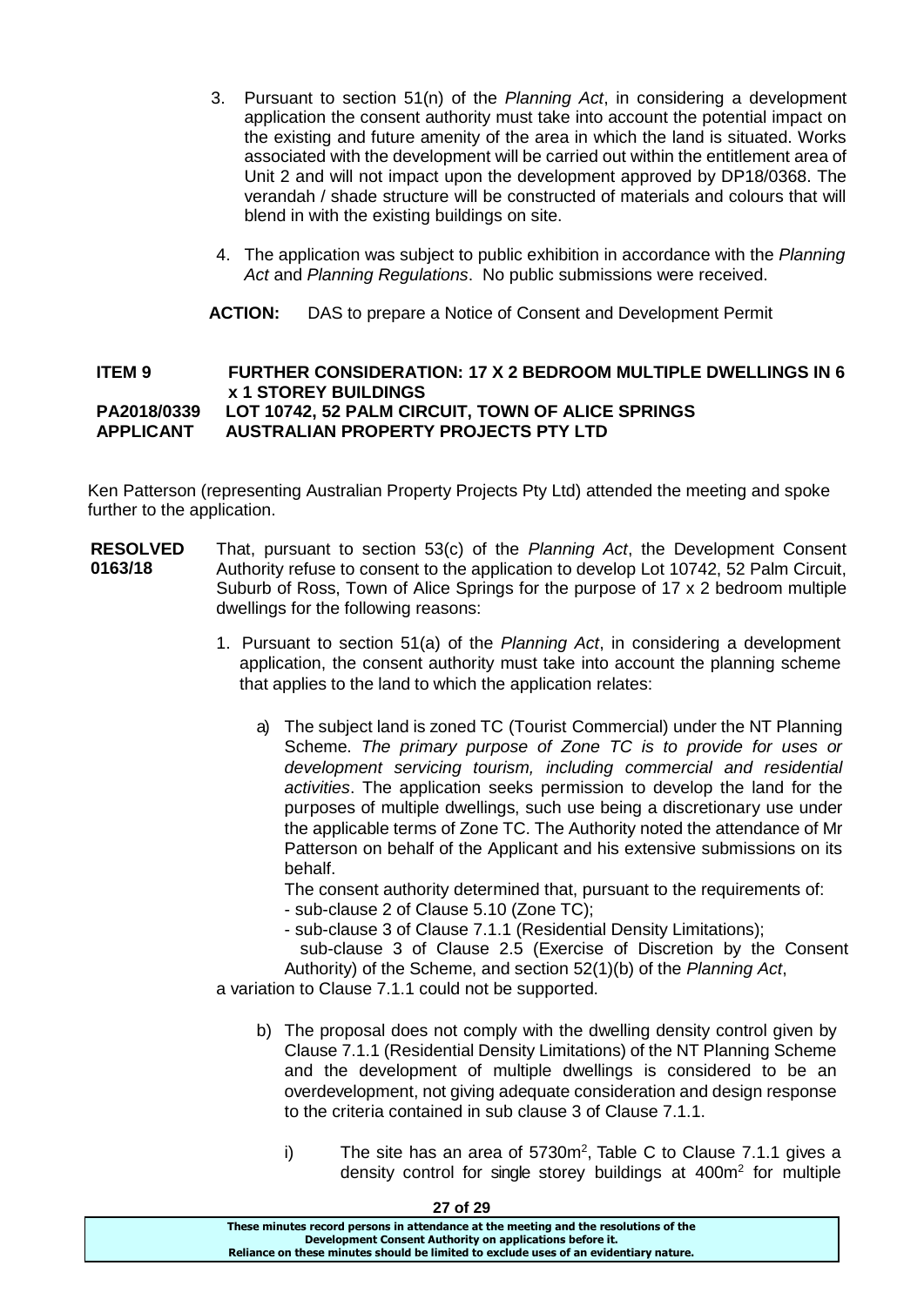3. Pursuant to section 51(n) of the *Planning Act*, in considering a development application the consent authority must take into account the potential impact on the existing and future amenity of the area in which the land is situated. Works associated with the development will be carried out within the entitlement area of Unit 2 and will not impact upon the development approved by DP18/0368. The verandah / shade structure will be constructed of materials and colours that will blend in with the existing buildings on site.

4. The application was subject to public exhibition in accordance with the *Planning Act* and *Planning Regulations*. No public submissions were received.

**ACTION:** DAS to prepare a Notice of Consent and Development Permit

**ITEM 9 FURTHER CONSIDERATION: 17 X 2 BEDROOM MULTIPLE DWELLINGS IN 6 x 1 STOREY BUILDINGS**
**PA2018/0339 LOT 10742, 52 PALM CIRCUIT, TOWN OF ALICE SPRINGS**
**APPLICANT AUSTRALIAN PROPERTY PROJECTS PTY LTD**

Ken Patterson (representing Australian Property Projects Pty Ltd) attended the meeting and spoke further to the application.

**RESOLVED 0163/18** That, pursuant to section 53(c) of the *Planning Act*, the Development Consent Authority refuse to consent to the application to develop Lot 10742, 52 Palm Circuit, Suburb of Ross, Town of Alice Springs for the purpose of 17 x 2 bedroom multiple dwellings for the following reasons:

1. Pursuant to section 51(a) of the *Planning Act*, in considering a development application, the consent authority must take into account the planning scheme that applies to the land to which the application relates:

   a) The subject land is zoned TC (Tourist Commercial) under the NT Planning Scheme. *The primary purpose of Zone TC is to provide for uses or development servicing tourism, including commercial and residential activities*. The application seeks permission to develop the land for the purposes of multiple dwellings, such use being a discretionary use under the applicable terms of Zone TC. The Authority noted the attendance of Mr Patterson on behalf of the Applicant and his extensive submissions on its behalf.

      The consent authority determined that, pursuant to the requirements of:
      - sub-clause 2 of Clause 5.10 (Zone TC);
      - sub-clause 3 of Clause 7.1.1 (Residential Density Limitations);
      sub-clause 3 of Clause 2.5 (Exercise of Discretion by the Consent Authority) of the Scheme, and section 52(1)(b) of the *Planning Act*,

   a variation to Clause 7.1.1 could not be supported.

   b) The proposal does not comply with the dwelling density control given by Clause 7.1.1 (Residential Density Limitations) of the NT Planning Scheme and the development of multiple dwellings is considered to be an overdevelopment, not giving adequate consideration and design response to the criteria contained in sub clause 3 of Clause 7.1.1.

      i) The site has an area of 5730m², Table C to Clause 7.1.1 gives a density control for single storey buildings at 400m² for multiple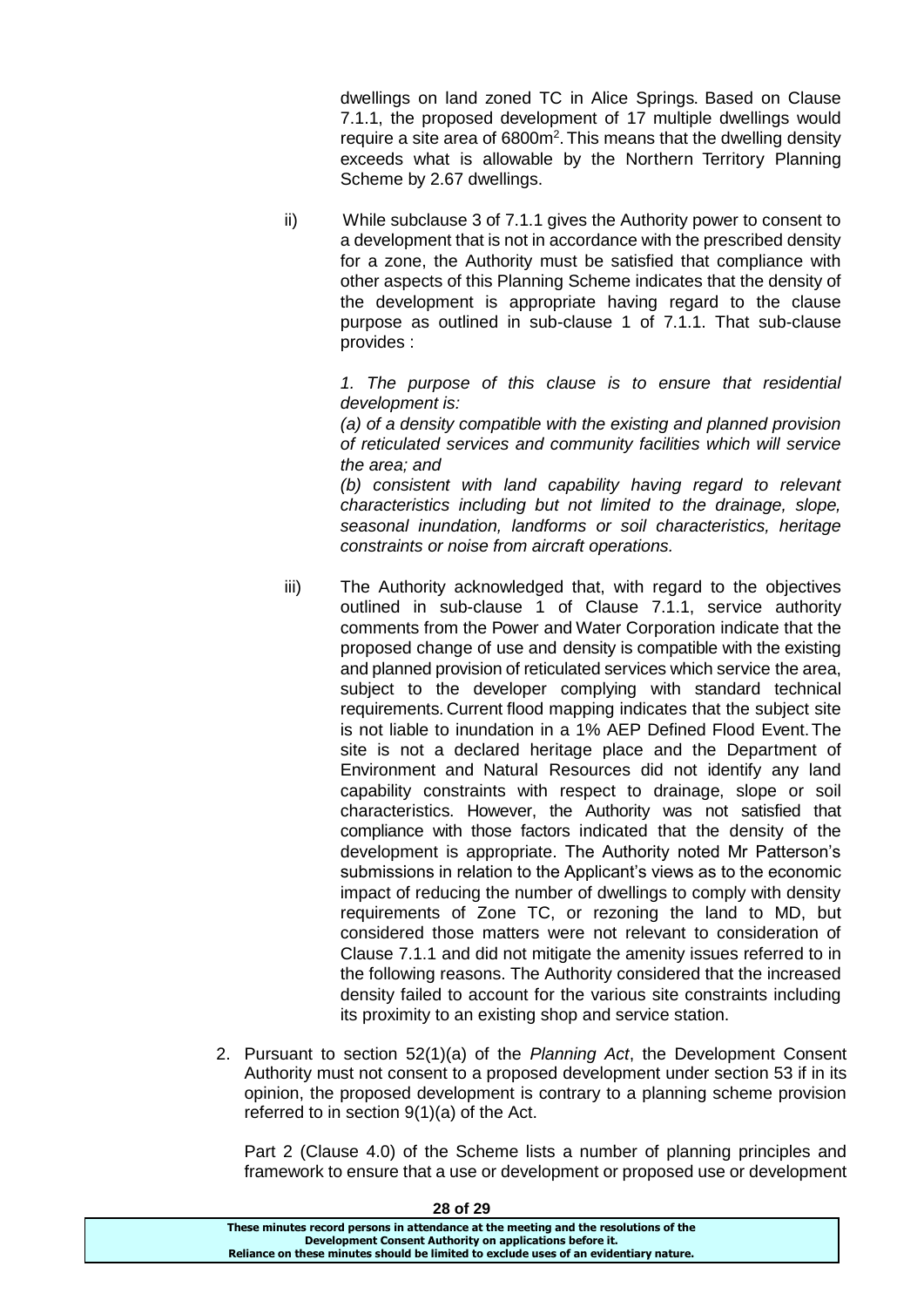dwellings on land zoned TC in Alice Springs. Based on Clause 7.1.1, the proposed development of 17 multiple dwellings would require a site area of 6800m$^2$. This means that the dwelling density exceeds what is allowable by the Northern Territory Planning Scheme by 2.67 dwellings.

ii) While subclause 3 of 7.1.1 gives the Authority power to consent to a development that is not in accordance with the prescribed density for a zone, the Authority must be satisfied that compliance with other aspects of this Planning Scheme indicates that the density of the development is appropriate having regard to the clause purpose as outlined in sub-clause 1 of 7.1.1. That sub-clause provides :

> *1. The purpose of this clause is to ensure that residential development is:*
>
> *(a) of a density compatible with the existing and planned provision of reticulated services and community facilities which will service the area; and*
>
> *(b) consistent with land capability having regard to relevant characteristics including but not limited to the drainage, slope, seasonal inundation, landforms or soil characteristics, heritage constraints or noise from aircraft operations.*

iii) The Authority acknowledged that, with regard to the objectives outlined in sub-clause 1 of Clause 7.1.1, service authority comments from the Power and Water Corporation indicate that the proposed change of use and density is compatible with the existing and planned provision of reticulated services which service the area, subject to the developer complying with standard technical requirements. Current flood mapping indicates that the subject site is not liable to inundation in a 1% AEP Defined Flood Event. The site is not a declared heritage place and the Department of Environment and Natural Resources did not identify any land capability constraints with respect to drainage, slope or soil characteristics. However, the Authority was not satisfied that compliance with those factors indicated that the density of the development is appropriate. The Authority noted Mr Patterson's submissions in relation to the Applicant's views as to the economic impact of reducing the number of dwellings to comply with density requirements of Zone TC, or rezoning the land to MD, but considered those matters were not relevant to consideration of Clause 7.1.1 and did not mitigate the amenity issues referred to in the following reasons. The Authority considered that the increased density failed to account for the various site constraints including its proximity to an existing shop and service station.

2. Pursuant to section 52(1)(a) of the *Planning Act*, the Development Consent Authority must not consent to a proposed development under section 53 if in its opinion, the proposed development is contrary to a planning scheme provision referred to in section 9(1)(a) of the Act.

   Part 2 (Clause 4.0) of the Scheme lists a number of planning principles and framework to ensure that a use or development or proposed use or development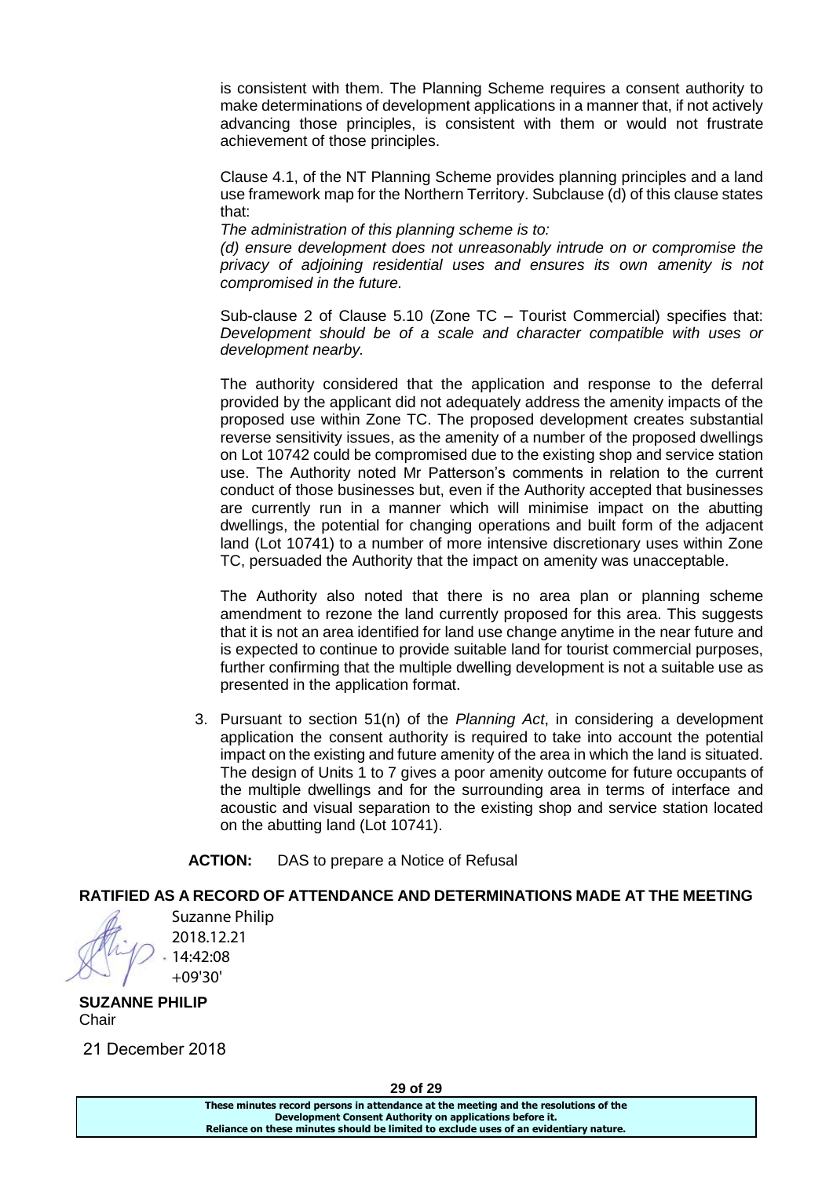is consistent with them. The Planning Scheme requires a consent authority to make determinations of development applications in a manner that, if not actively advancing those principles, is consistent with them or would not frustrate achievement of those principles.

Clause 4.1, of the NT Planning Scheme provides planning principles and a land use framework map for the Northern Territory. Subclause (d) of this clause states that:

*The administration of this planning scheme is to:*

*(d) ensure development does not unreasonably intrude on or compromise the privacy of adjoining residential uses and ensures its own amenity is not compromised in the future.*

Sub-clause 2 of Clause 5.10 (Zone TC – Tourist Commercial) specifies that: *Development should be of a scale and character compatible with uses or development nearby.*

The authority considered that the application and response to the deferral provided by the applicant did not adequately address the amenity impacts of the proposed use within Zone TC. The proposed development creates substantial reverse sensitivity issues, as the amenity of a number of the proposed dwellings on Lot 10742 could be compromised due to the existing shop and service station use. The Authority noted Mr Patterson's comments in relation to the current conduct of those businesses but, even if the Authority accepted that businesses are currently run in a manner which will minimise impact on the abutting dwellings, the potential for changing operations and built form of the adjacent land (Lot 10741) to a number of more intensive discretionary uses within Zone TC, persuaded the Authority that the impact on amenity was unacceptable.

The Authority also noted that there is no area plan or planning scheme amendment to rezone the land currently proposed for this area. This suggests that it is not an area identified for land use change anytime in the near future and is expected to continue to provide suitable land for tourist commercial purposes, further confirming that the multiple dwelling development is not a suitable use as presented in the application format.

3. Pursuant to section 51(n) of the *Planning Act*, in considering a development application the consent authority is required to take into account the potential impact on the existing and future amenity of the area in which the land is situated. The design of Units 1 to 7 gives a poor amenity outcome for future occupants of the multiple dwellings and for the surrounding area in terms of interface and acoustic and visual separation to the existing shop and service station located on the abutting land (Lot 10741).

**ACTION:** DAS to prepare a Notice of Refusal

**RATIFIED AS A RECORD OF ATTENDANCE AND DETERMINATIONS MADE AT THE MEETING**

Suzanne Philip
2018.12.21
14:42:08
+09'30'

**SUZANNE PHILIP**
Chair

21 December 2018

These minutes record persons in attendance at the meeting and the resolutions of the Development Consent Authority on applications before it.
Reliance on these minutes should be limited to exclude uses of an evidentiary nature.